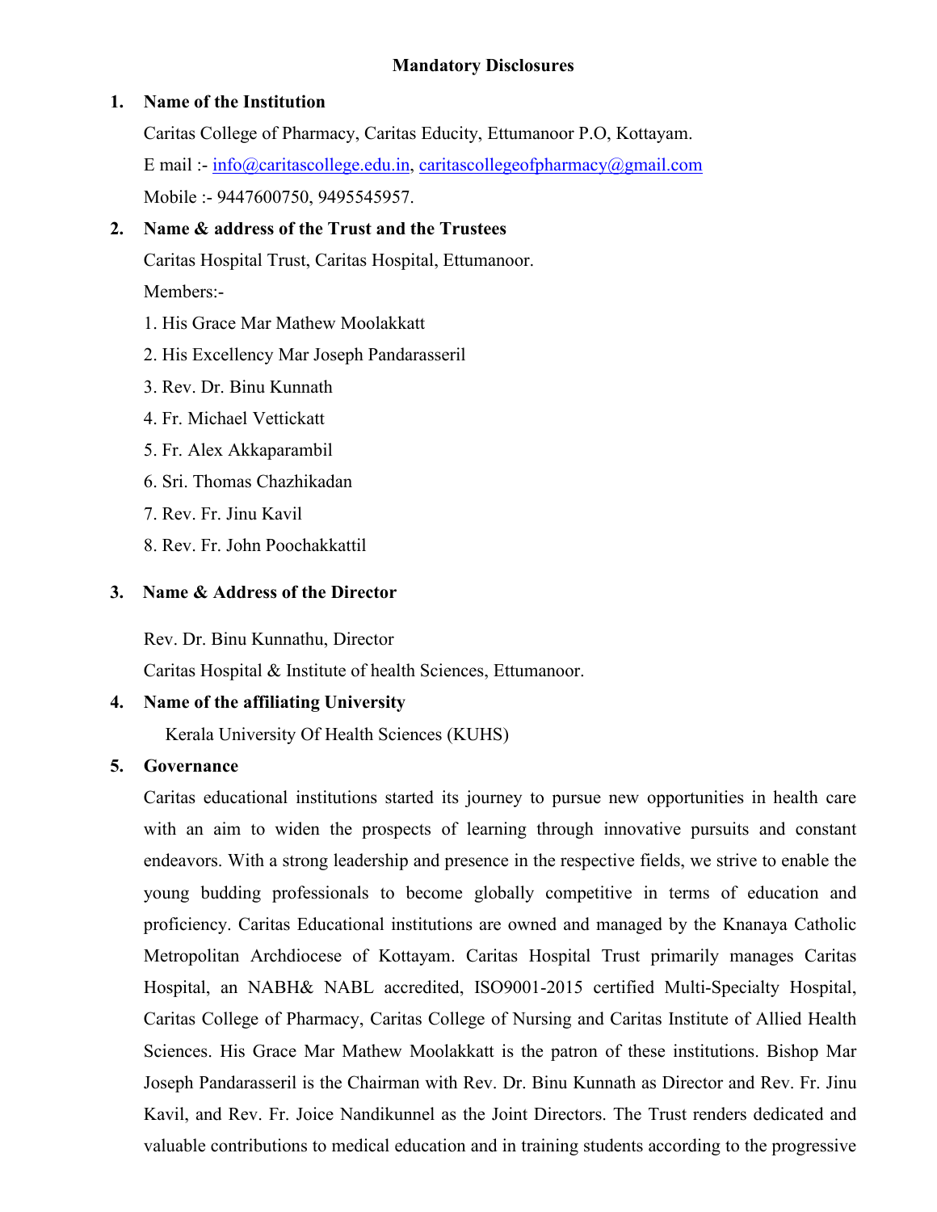# Mandatory Disclosures

## 1. Name of the Institution

Caritas College of Pharmacy, Caritas Educity, Ettumanoor P.O, Kottayam.

E mail :- info@caritascollege.edu.in, caritascollegeofpharmacy@gmail.com

Mobile :- 9447600750, 9495545957.

## 2. Name & address of the Trust and the Trustees

Caritas Hospital Trust, Caritas Hospital, Ettumanoor.

Members:-

1. His Grace Mar Mathew Moolakkatt
2. His Excellency Mar Joseph Pandarasseril
3. Rev. Dr. Binu Kunnath
4. Fr. Michael Vettickatt
5. Fr. Alex Akkaparambil
6. Sri. Thomas Chazhikadan
7. Rev. Fr. Jinu Kavil
8. Rev. Fr. John Poochakkattil

## 3. Name & Address of the Director

Rev. Dr. Binu Kunnathu, Director

Caritas Hospital & Institute of health Sciences, Ettumanoor.

## 4. Name of the affiliating University

Kerala University Of Health Sciences (KUHS)

## 5. Governance

Caritas educational institutions started its journey to pursue new opportunities in health care with an aim to widen the prospects of learning through innovative pursuits and constant endeavors. With a strong leadership and presence in the respective fields, we strive to enable the young budding professionals to become globally competitive in terms of education and proficiency. Caritas Educational institutions are owned and managed by the Knanaya Catholic Metropolitan Archdiocese of Kottayam. Caritas Hospital Trust primarily manages Caritas Hospital, an NABH& NABL accredited, ISO9001-2015 certified Multi-Specialty Hospital, Caritas College of Pharmacy, Caritas College of Nursing and Caritas Institute of Allied Health Sciences. His Grace Mar Mathew Moolakkatt is the patron of these institutions. Bishop Mar Joseph Pandarasseril is the Chairman with Rev. Dr. Binu Kunnath as Director and Rev. Fr. Jinu Kavil, and Rev. Fr. Joice Nandikunnel as the Joint Directors. The Trust renders dedicated and valuable contributions to medical education and in training students according to the progressive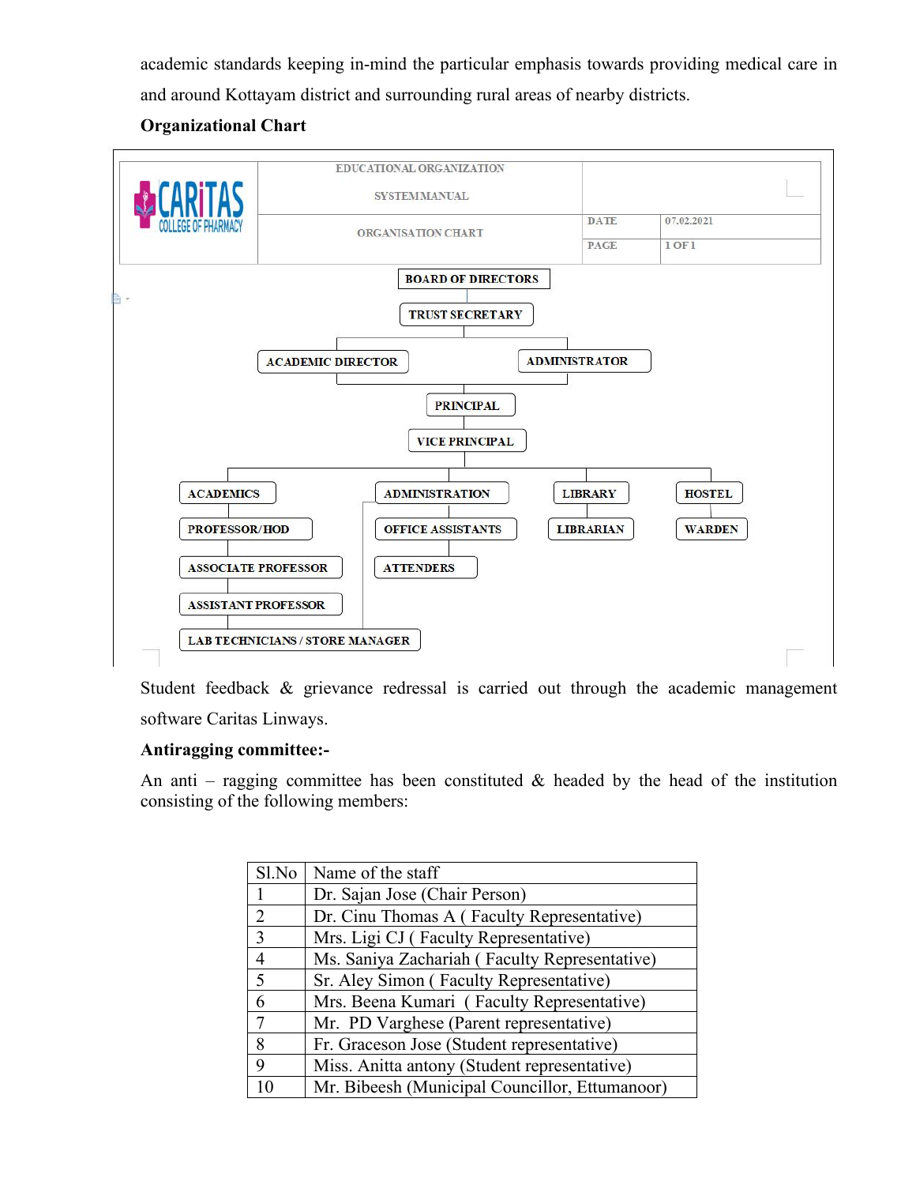academic standards keeping in-mind the particular emphasis towards providing medical care in and around Kottayam district and surrounding rural areas of nearby districts.

**Organizational Chart**

| CARITAS COLLEGE OF PHARMACY | EDUCATIONAL ORGANIZATION SYSTEM MANUAL | | |
|---|---|---|---|
| | ORGANISATION CHART | DATE | 07.02.2021 |
| | | PAGE | 1 OF 1 |

- BOARD OF DIRECTORS
  - TRUST SECRETARY
    - ACADEMIC DIRECTOR
    - ADMINISTRATOR
      - PRINCIPAL
        - VICE PRINCIPAL
          - ACADEMICS
            - PROFESSOR/HOD
            - ASSOCIATE PROFESSOR
            - ASSISTANT PROFESSOR
            - LAB TECHNICIANS / STORE MANAGER
          - ADMINISTRATION
            - OFFICE ASSISTANTS
            - ATTENDERS
          - LIBRARY
            - LIBRARIAN
          - HOSTEL
            - WARDEN

Student feedback & grievance redressal is carried out through the academic management software Caritas Linways.

**Antiragging committee:-**

An anti – ragging committee has been constituted & headed by the head of the institution consisting of the following members:

| Sl.No | Name of the staff |
|---|---|
| 1 | Dr. Sajan Jose (Chair Person) |
| 2 | Dr. Cinu Thomas A ( Faculty Representative) |
| 3 | Mrs. Ligi CJ ( Faculty Representative) |
| 4 | Ms. Saniya Zachariah ( Faculty Representative) |
| 5 | Sr. Aley Simon ( Faculty Representative) |
| 6 | Mrs. Beena Kumari ( Faculty Representative) |
| 7 | Mr. PD Varghese (Parent representative) |
| 8 | Fr. Graceson Jose (Student representative) |
| 9 | Miss. Anitta antony (Student representative) |
| 10 | Mr. Bibeesh (Municipal Councillor, Ettumanoor) |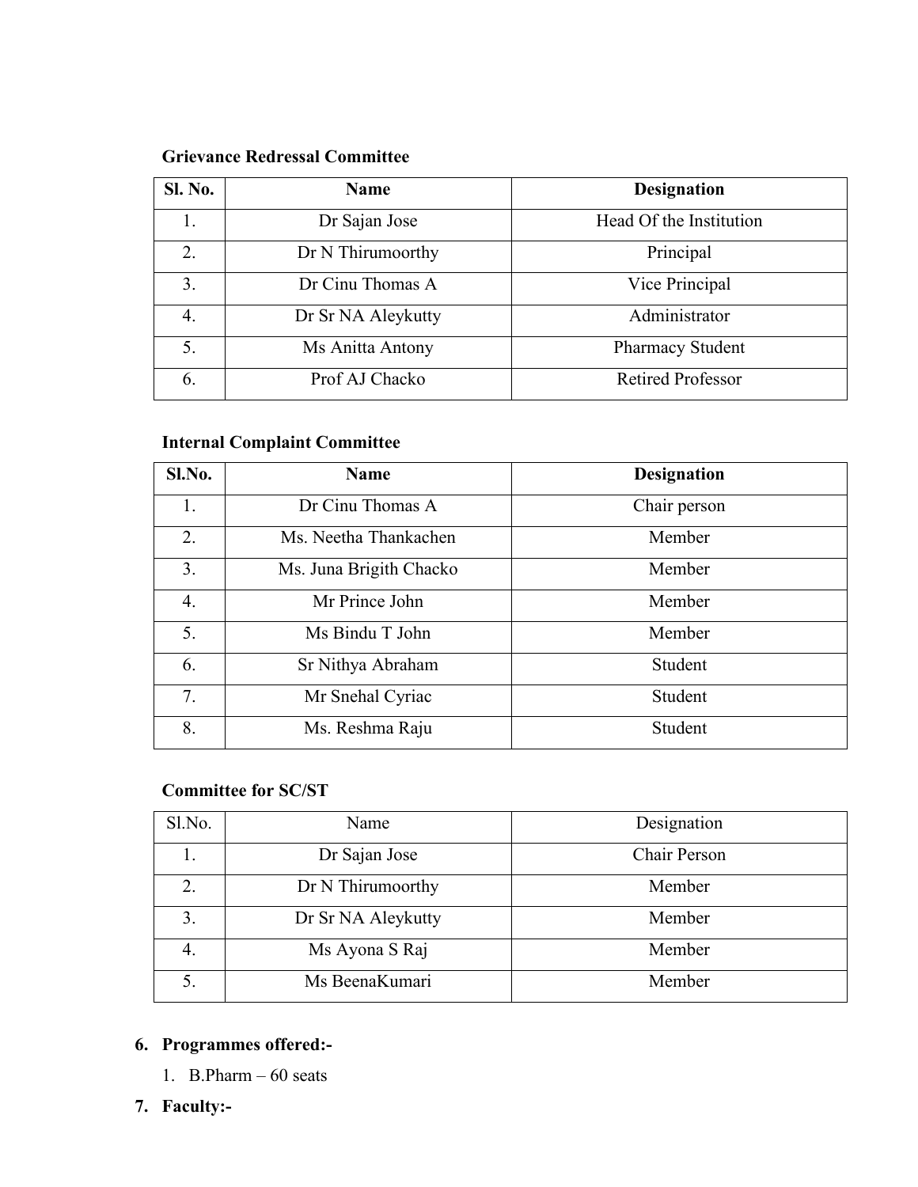**Grievance Redressal Committee**

| Sl. No. | Name | Designation |
| --- | --- | --- |
| 1. | Dr Sajan Jose | Head Of the Institution |
| 2. | Dr N Thirumoorthy | Principal |
| 3. | Dr Cinu Thomas A | Vice Principal |
| 4. | Dr Sr NA Aleykutty | Administrator |
| 5. | Ms Anitta Antony | Pharmacy Student |
| 6. | Prof AJ Chacko | Retired Professor |

**Internal Complaint Committee**

| Sl.No. | Name | Designation |
| --- | --- | --- |
| 1. | Dr Cinu Thomas A | Chair person |
| 2. | Ms. Neetha Thankachen | Member |
| 3. | Ms. Juna Brigith Chacko | Member |
| 4. | Mr Prince John | Member |
| 5. | Ms Bindu T John | Member |
| 6. | Sr Nithya Abraham | Student |
| 7. | Mr Snehal Cyriac | Student |
| 8. | Ms. Reshma Raju | Student |

**Committee for SC/ST**

| Sl.No. | Name | Designation |
| --- | --- | --- |
| 1. | Dr Sajan Jose | Chair Person |
| 2. | Dr N Thirumoorthy | Member |
| 3. | Dr Sr NA Aleykutty | Member |
| 4. | Ms Ayona S Raj | Member |
| 5. | Ms BeenaKumari | Member |

6. **Programmes offered:-**
   1. B.Pharm – 60 seats
7. **Faculty:-**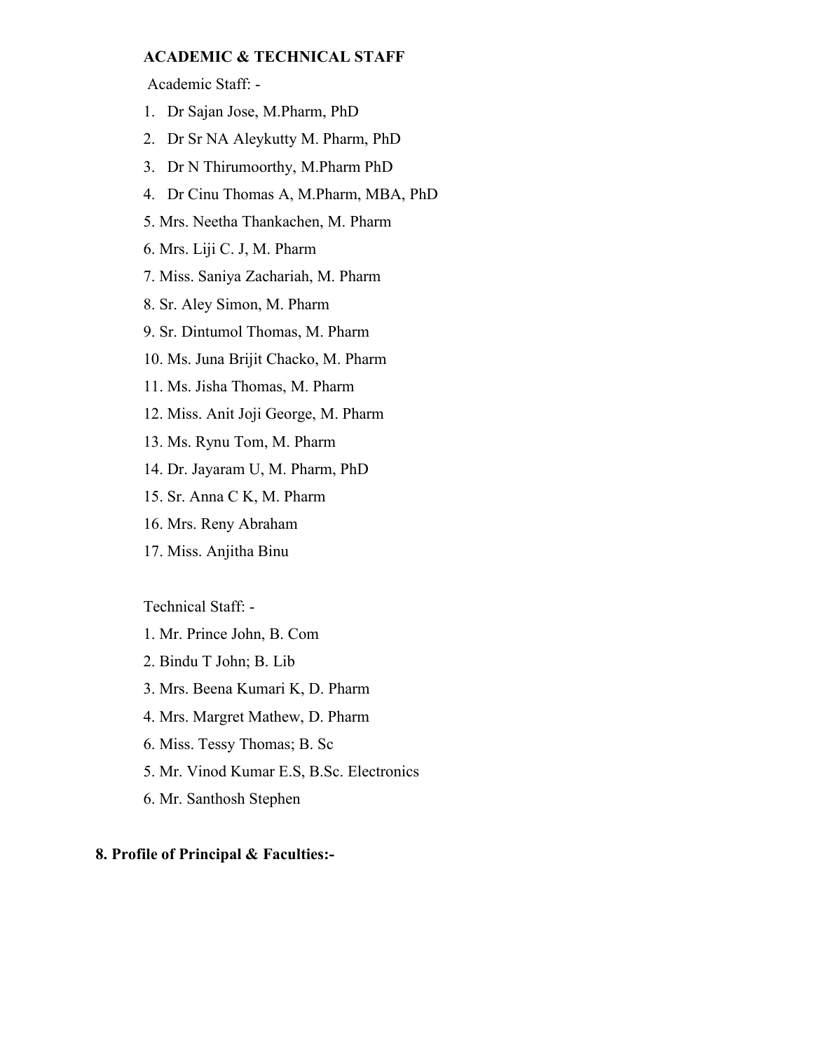**ACADEMIC & TECHNICAL STAFF**

Academic Staff: -

1. Dr Sajan Jose, M.Pharm, PhD
2. Dr Sr NA Aleykutty M. Pharm, PhD
3. Dr N Thirumoorthy, M.Pharm PhD
4. Dr Cinu Thomas A, M.Pharm, MBA, PhD
5. Mrs. Neetha Thankachen, M. Pharm
6. Mrs. Liji C. J, M. Pharm
7. Miss. Saniya Zachariah, M. Pharm
8. Sr. Aley Simon, M. Pharm
9. Sr. Dintumol Thomas, M. Pharm
10. Ms. Juna Brijit Chacko, M. Pharm
11. Ms. Jisha Thomas, M. Pharm
12. Miss. Anit Joji George, M. Pharm
13. Ms. Rynu Tom, M. Pharm
14. Dr. Jayaram U, M. Pharm, PhD
15. Sr. Anna C K, M. Pharm
16. Mrs. Reny Abraham
17. Miss. Anjitha Binu

Technical Staff: -

1. Mr. Prince John, B. Com
2. Bindu T John; B. Lib
3. Mrs. Beena Kumari K, D. Pharm
4. Mrs. Margret Mathew, D. Pharm

6. Miss. Tessy Thomas; B. Sc

5. Mr. Vinod Kumar E.S, B.Sc. Electronics

6. Mr. Santhosh Stephen

**8. Profile of Principal & Faculties:-**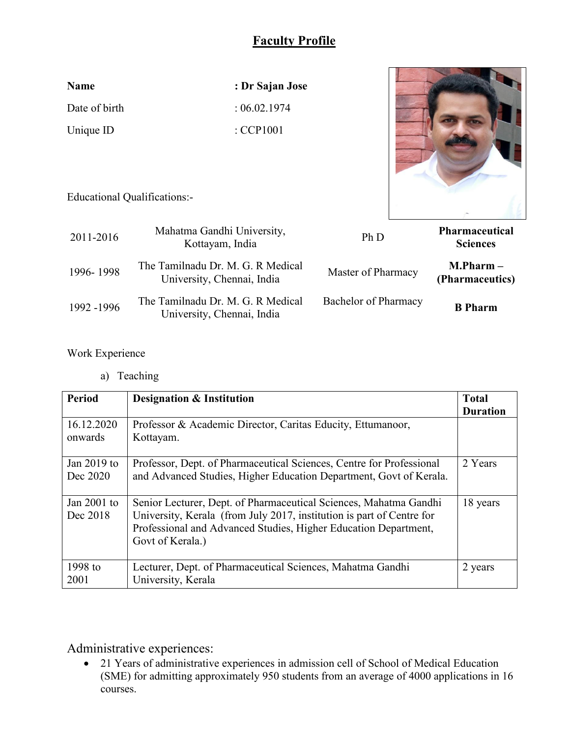# Faculty Profile

**Name** : **Dr Sajan Jose**

Date of birth : 06.02.1974

Unique ID : CCP1001

Educational Qualifications:-

| | | | |
|---|---|---|---|
| 2011-2016 | Mahatma Gandhi University, Kottayam, India | Ph D | **Pharmaceutical Sciences** |
| 1996- 1998 | The Tamilnadu Dr. M. G. R Medical University, Chennai, India | Master of Pharmacy | **M.Pharm – (Pharmaceutics)** |
| 1992 -1996 | The Tamilnadu Dr. M. G. R Medical University, Chennai, India | Bachelor of Pharmacy | **B Pharm** |

Work Experience

a) Teaching

| **Period** | **Designation & Institution** | **Total Duration** |
|---|---|---|
| 16.12.2020 onwards | Professor & Academic Director, Caritas Educity, Ettumanoor, Kottayam. | |
| Jan 2019 to Dec 2020 | Professor, Dept. of Pharmaceutical Sciences, Centre for Professional and Advanced Studies, Higher Education Department, Govt of Kerala. | 2 Years |
| Jan 2001 to Dec 2018 | Senior Lecturer, Dept. of Pharmaceutical Sciences, Mahatma Gandhi University, Kerala (from July 2017, institution is part of Centre for Professional and Advanced Studies, Higher Education Department, Govt of Kerala.) | 18 years |
| 1998 to 2001 | Lecturer, Dept. of Pharmaceutical Sciences, Mahatma Gandhi University, Kerala | 2 years |

## Administrative experiences:

- 21 Years of administrative experiences in admission cell of School of Medical Education (SME) for admitting approximately 950 students from an average of 4000 applications in 16 courses.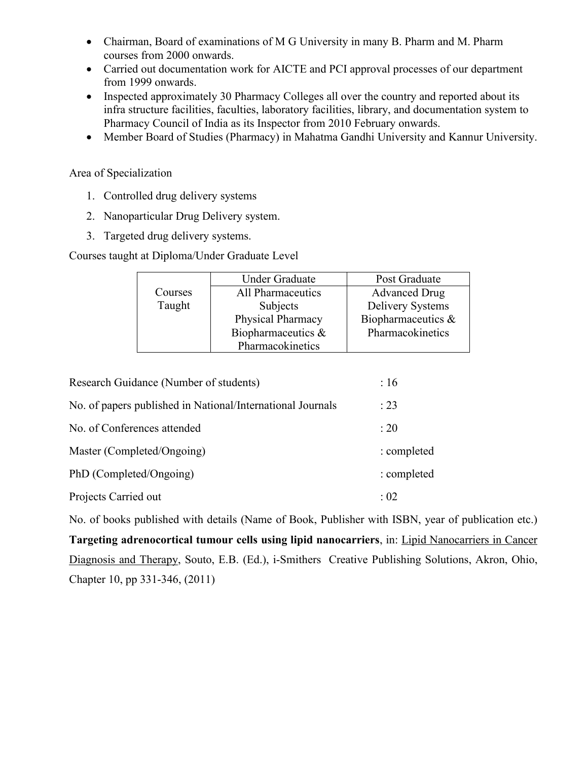- Chairman, Board of examinations of M G University in many B. Pharm and M. Pharm courses from 2000 onwards.
- Carried out documentation work for AICTE and PCI approval processes of our department from 1999 onwards.
- Inspected approximately 30 Pharmacy Colleges all over the country and reported about its infra structure facilities, faculties, laboratory facilities, library, and documentation system to Pharmacy Council of India as its Inspector from 2010 February onwards.
- Member Board of Studies (Pharmacy) in Mahatma Gandhi University and Kannur University.

Area of Specialization

1. Controlled drug delivery systems
2. Nanoparticular Drug Delivery system.
3. Targeted drug delivery systems.

Courses taught at Diploma/Under Graduate Level

| | Under Graduate | Post Graduate |
|---|---|---|
| Courses Taught | All Pharmaceutics Subjects<br>Physical Pharmacy<br>Biopharmaceutics & Pharmacokinetics | Advanced Drug Delivery Systems<br>Biopharmaceutics & Pharmacokinetics |

Research Guidance (Number of students) : 16

No. of papers published in National/International Journals : 23

No. of Conferences attended : 20

Master (Completed/Ongoing) : completed

PhD (Completed/Ongoing) : completed

Projects Carried out : 02

No. of books published with details (Name of Book, Publisher with ISBN, year of publication etc.)

**Targeting adrenocortical tumour cells using lipid nanocarriers**, in: Lipid Nanocarriers in Cancer Diagnosis and Therapy, Souto, E.B. (Ed.), i-Smithers Creative Publishing Solutions, Akron, Ohio, Chapter 10, pp 331-346, (2011)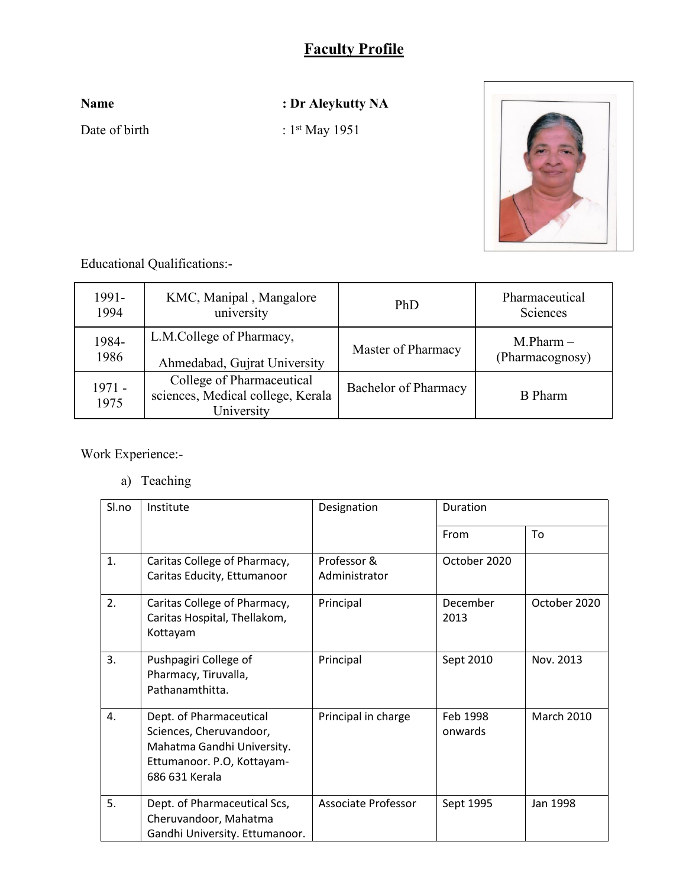# Faculty Profile

**Name** : **Dr Aleykutty NA**

Date of birth : 1st May 1951

Educational Qualifications:-

| 1991-1994 | KMC, Manipal , Mangalore university | PhD | Pharmaceutical Sciences |
|---|---|---|---|
| 1984-1986 | L.M.College of Pharmacy, Ahmedabad, Gujrat University | Master of Pharmacy | M.Pharm – (Pharmacognosy) |
| 1971 - 1975 | College of Pharmaceutical sciences, Medical college, Kerala University | Bachelor of Pharmacy | B Pharm |

Work Experience:-

a) Teaching

| Sl.no | Institute | Designation | Duration | |
|---|---|---|---|---|
| | | | From | To |
| 1. | Caritas College of Pharmacy, Caritas Educity, Ettumanoor | Professor & Administrator | October 2020 | |
| 2. | Caritas College of Pharmacy, Caritas Hospital, Thellakom, Kottayam | Principal | December 2013 | October 2020 |
| 3. | Pushpagiri College of Pharmacy, Tiruvalla, Pathanamthitta. | Principal | Sept 2010 | Nov. 2013 |
| 4. | Dept. of Pharmaceutical Sciences, Cheruvandoor, Mahatma Gandhi University. Ettumanoor. P.O, Kottayam-686 631 Kerala | Principal in charge | Feb 1998 onwards | March 2010 |
| 5. | Dept. of Pharmaceutical Scs, Cheruvandoor, Mahatma Gandhi University. Ettumanoor. | Associate Professor | Sept 1995 | Jan 1998 |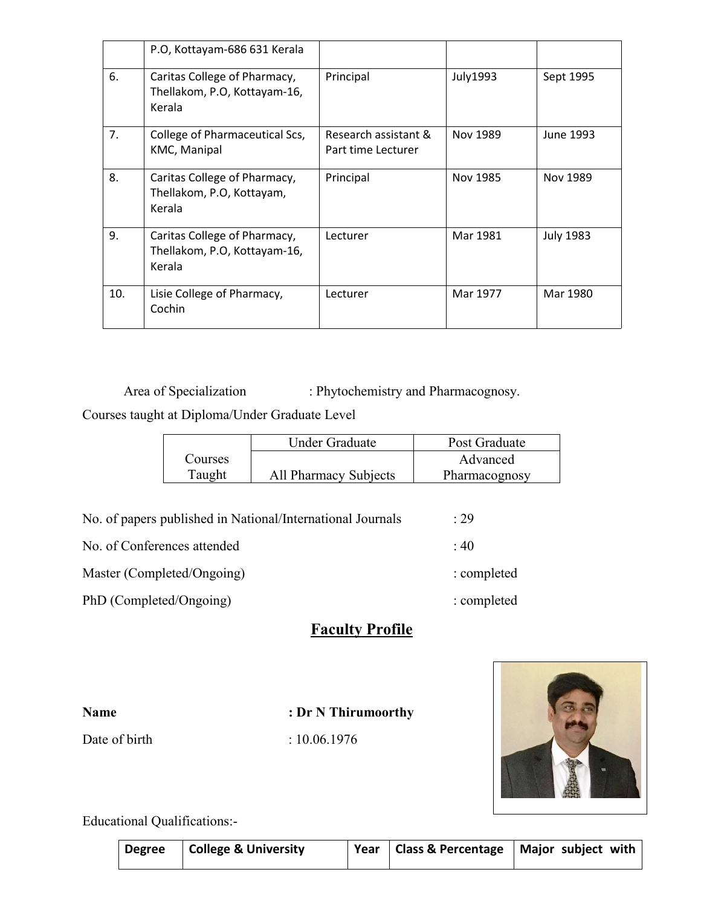|  | P.O, Kottayam-686 631 Kerala |  |  |  |
|---|---|---|---|---|
| 6. | Caritas College of Pharmacy, Thellakom, P.O, Kottayam-16, Kerala | Principal | July1993 | Sept 1995 |
| 7. | College of Pharmaceutical Scs, KMC, Manipal | Research assistant & Part time Lecturer | Nov 1989 | June 1993 |
| 8. | Caritas College of Pharmacy, Thellakom, P.O, Kottayam, Kerala | Principal | Nov 1985 | Nov 1989 |
| 9. | Caritas College of Pharmacy, Thellakom, P.O, Kottayam-16, Kerala | Lecturer | Mar 1981 | July 1983 |
| 10. | Lisie College of Pharmacy, Cochin | Lecturer | Mar 1977 | Mar 1980 |

Area of Specialization : Phytochemistry and Pharmacognosy.

Courses taught at Diploma/Under Graduate Level

|  | Under Graduate | Post Graduate |
|---|---|---|
| Courses Taught | All Pharmacy Subjects | Advanced Pharmacognosy |

No. of papers published in National/International Journals : 29

No. of Conferences attended : 40

Master (Completed/Ongoing) : completed

PhD (Completed/Ongoing) : completed

## Faculty Profile

**Name** **: Dr N Thirumoorthy**

Date of birth : 10.06.1976

Educational Qualifications:-

| Degree | College & University | Year | Class & Percentage | Major subject with |
|---|---|---|---|---|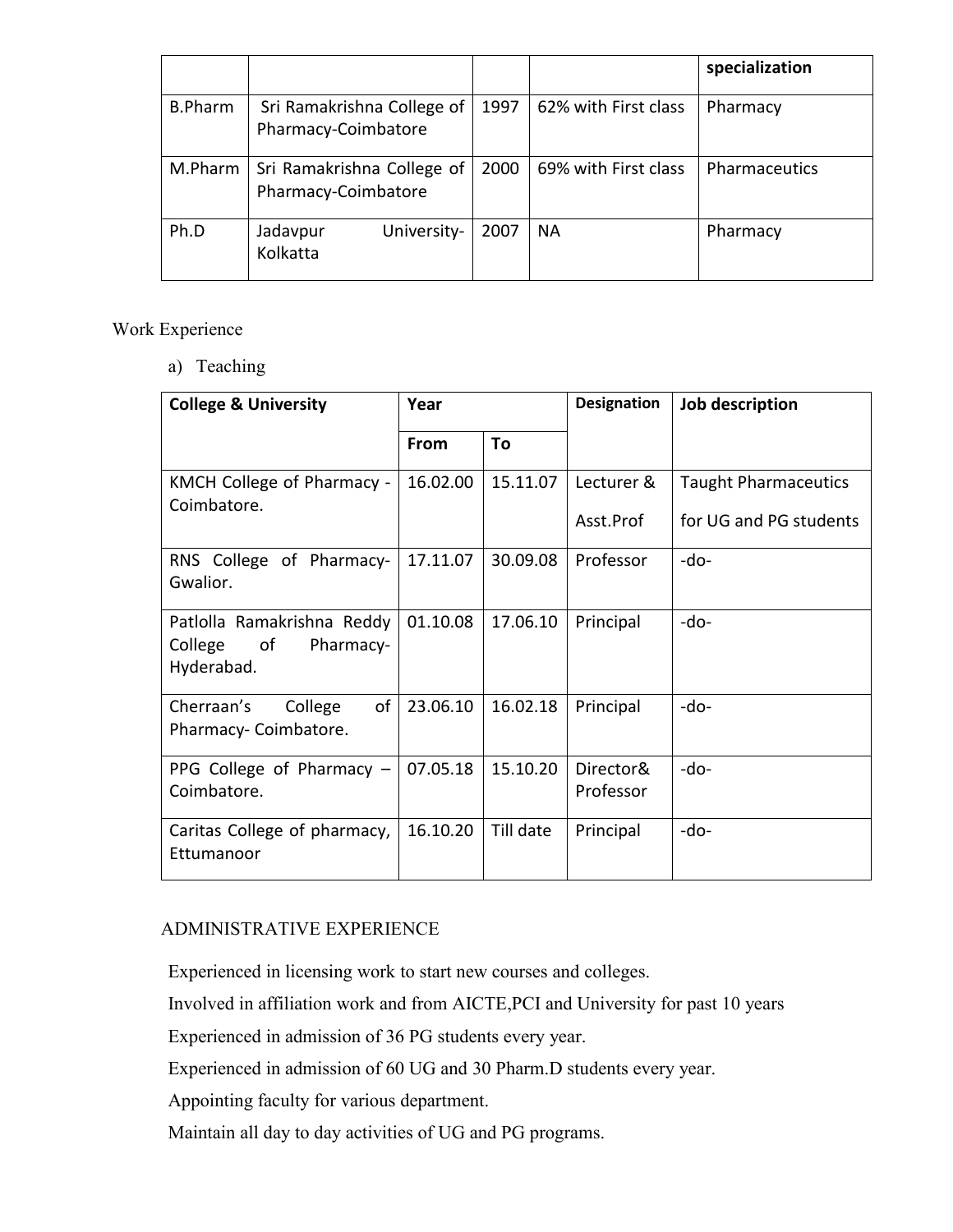| | | | | specialization |
|---|---|---|---|---|
| B.Pharm | Sri Ramakrishna College of Pharmacy-Coimbatore | 1997 | 62% with First class | Pharmacy |
| M.Pharm | Sri Ramakrishna College of Pharmacy-Coimbatore | 2000 | 69% with First class | Pharmaceutics |
| Ph.D | Jadavpur University-Kolkatta | 2007 | NA | Pharmacy |

Work Experience

a) Teaching

| College & University | Year | | Designation | Job description |
|---|---|---|---|---|
| | From | To | | |
| KMCH College of Pharmacy - Coimbatore. | 16.02.00 | 15.11.07 | Lecturer & Asst.Prof | Taught Pharmaceutics for UG and PG students |
| RNS College of Pharmacy-Gwalior. | 17.11.07 | 30.09.08 | Professor | -do- |
| Patlolla Ramakrishna Reddy College of Pharmacy-Hyderabad. | 01.10.08 | 17.06.10 | Principal | -do- |
| Cherraan's College of Pharmacy- Coimbatore. | 23.06.10 | 16.02.18 | Principal | -do- |
| PPG College of Pharmacy – Coimbatore. | 07.05.18 | 15.10.20 | Director& Professor | -do- |
| Caritas College of pharmacy, Ettumanoor | 16.10.20 | Till date | Principal | -do- |

ADMINISTRATIVE EXPERIENCE

Experienced in licensing work to start new courses and colleges.

Involved in affiliation work and from AICTE,PCI and University for past 10 years

Experienced in admission of 36 PG students every year.

Experienced in admission of 60 UG and 30 Pharm.D students every year.

Appointing faculty for various department.

Maintain all day to day activities of UG and PG programs.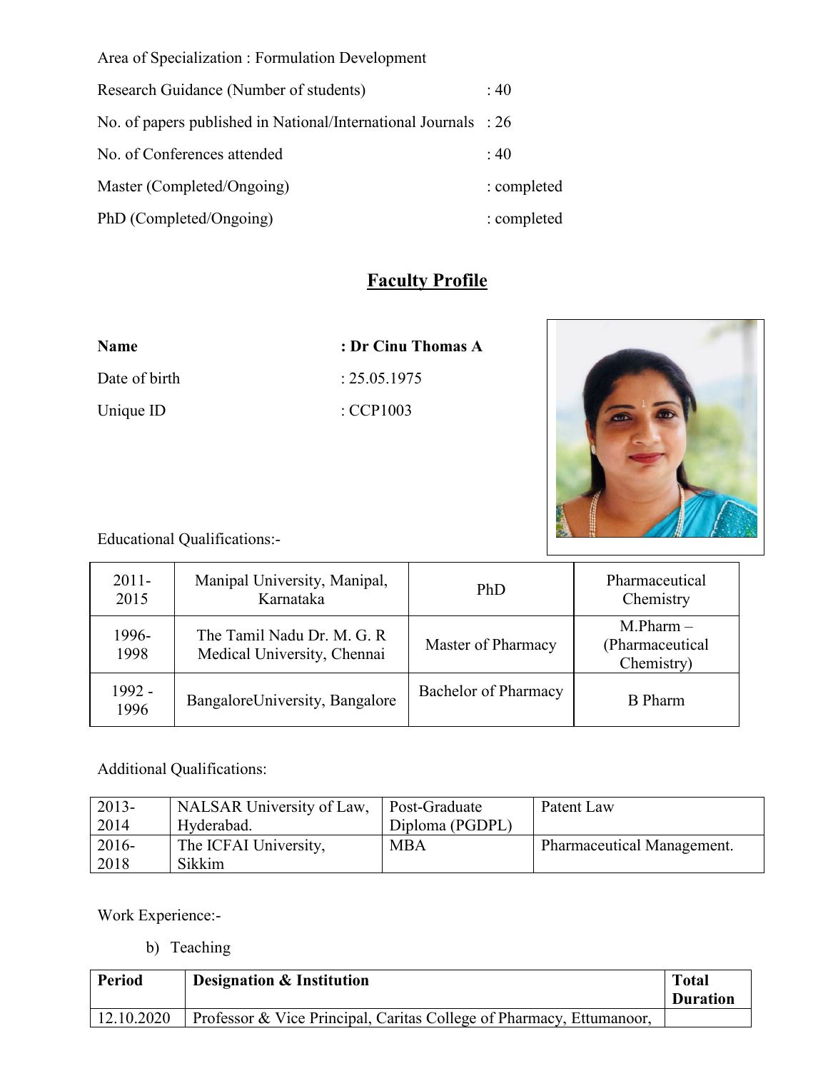Area of Specialization : Formulation Development

Research Guidance (Number of students) : 40

No. of papers published in National/International Journals : 26

No. of Conferences attended : 40

Master (Completed/Ongoing) : completed

PhD (Completed/Ongoing) : completed

## Faculty Profile

**Name** : **Dr Cinu Thomas A**

Date of birth : 25.05.1975

Unique ID : CCP1003

Educational Qualifications:-

| | | | |
|---|---|---|---|
| 2011-2015 | Manipal University, Manipal, Karnataka | PhD | Pharmaceutical Chemistry |
| 1996-1998 | The Tamil Nadu Dr. M. G. R Medical University, Chennai | Master of Pharmacy | M.Pharm – (Pharmaceutical Chemistry) |
| 1992 - 1996 | BangaloreUniversity, Bangalore | Bachelor of Pharmacy | B Pharm |

Additional Qualifications:

| | | | |
|---|---|---|---|
| 2013-2014 | NALSAR University of Law, Hyderabad. | Post-Graduate Diploma (PGDPL) | Patent Law |
| 2016-2018 | The ICFAI University, Sikkim | MBA | Pharmaceutical Management. |

Work Experience:-

b) Teaching

| **Period** | **Designation & Institution** | **Total Duration** |
|---|---|---|
| 12.10.2020 | Professor & Vice Principal, Caritas College of Pharmacy, Ettumanoor, | |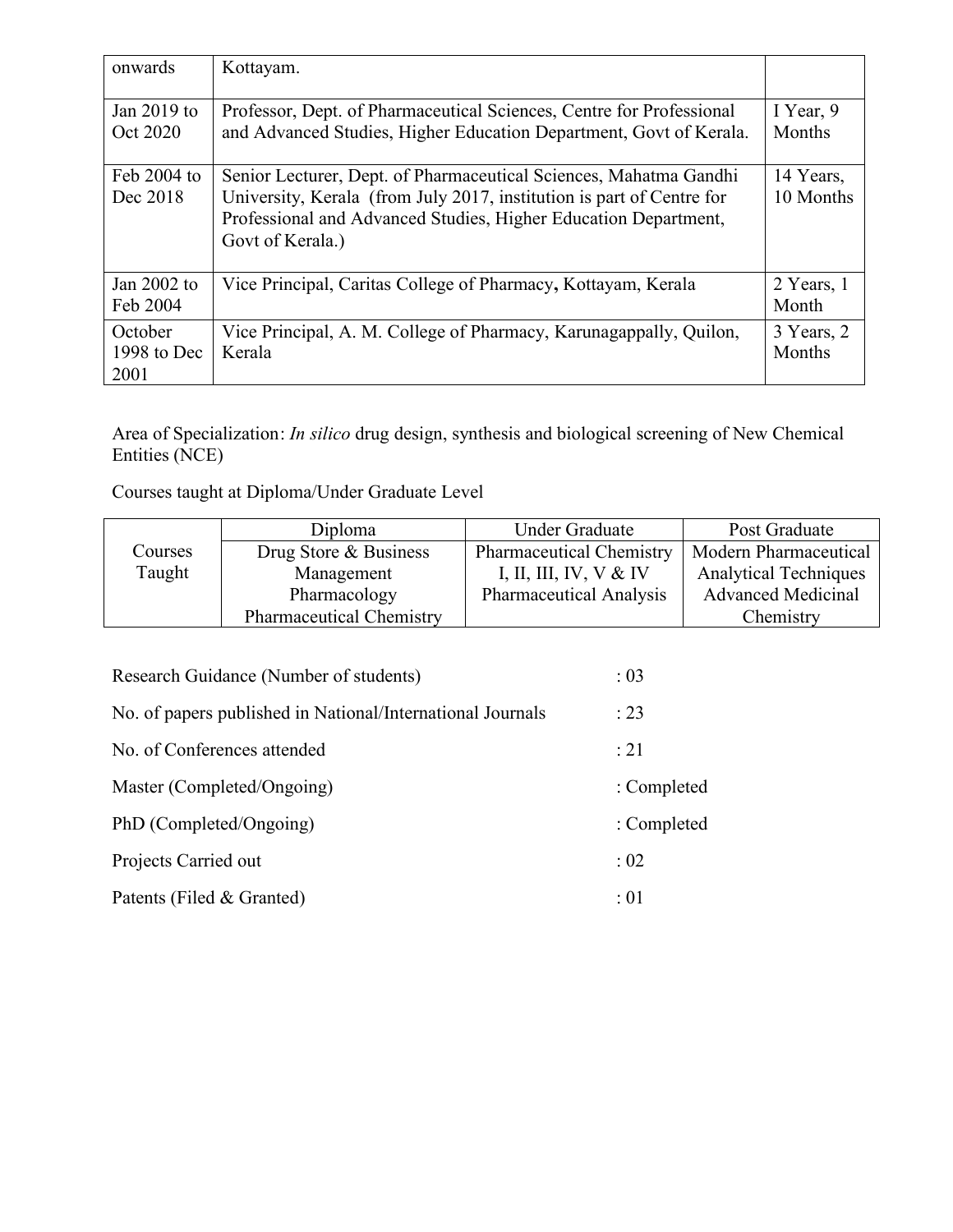| onwards | Kottayam. | |
|---|---|---|
| Jan 2019 to Oct 2020 | Professor, Dept. of Pharmaceutical Sciences, Centre for Professional and Advanced Studies, Higher Education Department, Govt of Kerala. | I Year, 9 Months |
| Feb 2004 to Dec 2018 | Senior Lecturer, Dept. of Pharmaceutical Sciences, Mahatma Gandhi University, Kerala (from July 2017, institution is part of Centre for Professional and Advanced Studies, Higher Education Department, Govt of Kerala.) | 14 Years, 10 Months |
| Jan 2002 to Feb 2004 | Vice Principal, Caritas College of Pharmacy**,** Kottayam, Kerala | 2 Years, 1 Month |
| October 1998 to Dec 2001 | Vice Principal, A. M. College of Pharmacy, Karunagappally, Quilon, Kerala | 3 Years, 2 Months |

Area of Specialization: *In silico* drug design, synthesis and biological screening of New Chemical Entities (NCE)

Courses taught at Diploma/Under Graduate Level

| | Diploma | Under Graduate | Post Graduate |
|---|---|---|---|
| Courses Taught | Drug Store & Business Management<br>Pharmacology<br>Pharmaceutical Chemistry | Pharmaceutical Chemistry I, II, III, IV, V & IV<br>Pharmaceutical Analysis | Modern Pharmaceutical Analytical Techniques<br>Advanced Medicinal Chemistry |

| | |
|---|---|
| Research Guidance (Number of students) | : 03 |
| No. of papers published in National/International Journals | : 23 |
| No. of Conferences attended | : 21 |
| Master (Completed/Ongoing) | : Completed |
| PhD (Completed/Ongoing) | : Completed |
| Projects Carried out | : 02 |
| Patents (Filed & Granted) | : 01 |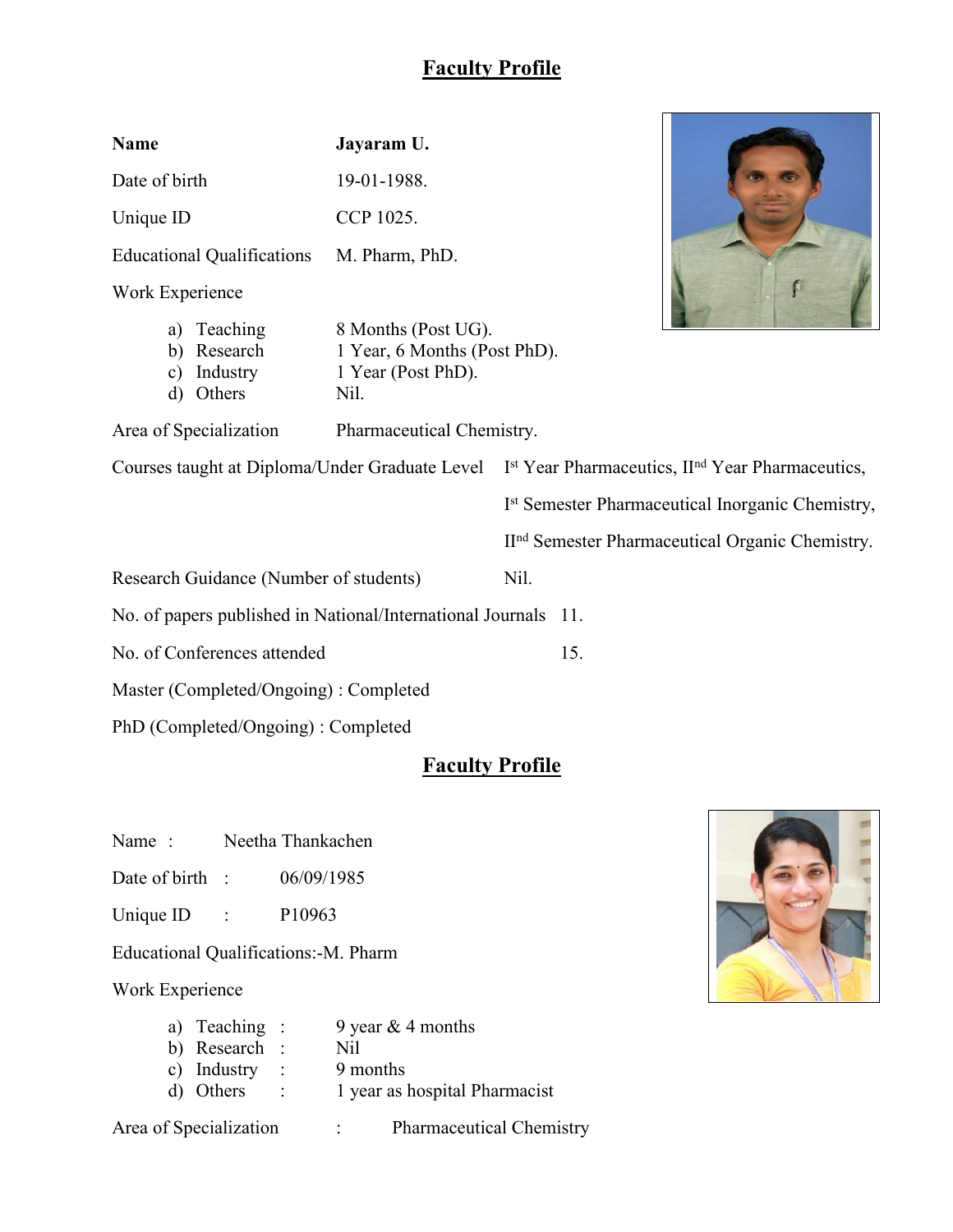## Faculty Profile

**Name** **Jayaram U.**

Date of birth 19-01-1988.

Unique ID CCP 1025.

Educational Qualifications M. Pharm, PhD.

Work Experience

a) Teaching 8 Months (Post UG).
b) Research 1 Year, 6 Months (Post PhD).
c) Industry 1 Year (Post PhD).
d) Others Nil.

Area of Specialization Pharmaceutical Chemistry.

Courses taught at Diploma/Under Graduate Level I[st] Year Pharmaceutics, II[nd] Year Pharmaceutics, I[st] Semester Pharmaceutical Inorganic Chemistry, II[nd] Semester Pharmaceutical Organic Chemistry.

Research Guidance (Number of students) Nil.

No. of papers published in National/International Journals 11.

No. of Conferences attended 15.

Master (Completed/Ongoing) : Completed

PhD (Completed/Ongoing) : Completed

## Faculty Profile

Name : Neetha Thankachen

Date of birth : 06/09/1985

Unique ID : P10963

Educational Qualifications:-M. Pharm

Work Experience

a) Teaching : 9 year & 4 months
b) Research : Nil
c) Industry : 9 months
d) Others : 1 year as hospital Pharmacist

Area of Specialization : Pharmaceutical Chemistry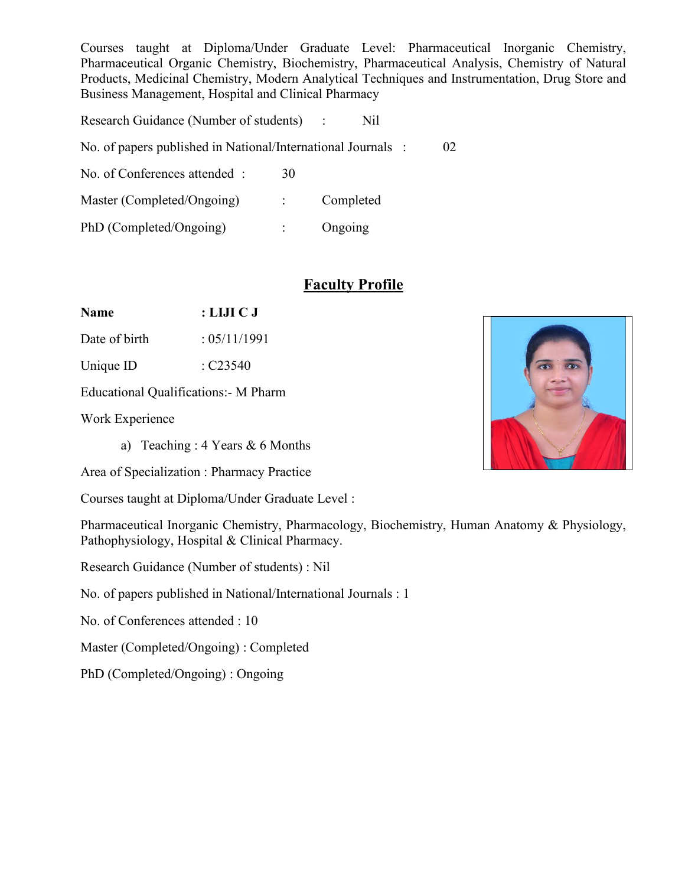Courses taught at Diploma/Under Graduate Level: Pharmaceutical Inorganic Chemistry, Pharmaceutical Organic Chemistry, Biochemistry, Pharmaceutical Analysis, Chemistry of Natural Products, Medicinal Chemistry, Modern Analytical Techniques and Instrumentation, Drug Store and Business Management, Hospital and Clinical Pharmacy

Research Guidance (Number of students) : Nil

No. of papers published in National/International Journals : 02

No. of Conferences attended : 30

Master (Completed/Ongoing) : Completed

PhD (Completed/Ongoing) : Ongoing

## Faculty Profile

**Name : LIJI C J**

Date of birth : 05/11/1991

Unique ID : C23540

Educational Qualifications:- M Pharm

Work Experience

a) Teaching : 4 Years & 6 Months

Area of Specialization : Pharmacy Practice

Courses taught at Diploma/Under Graduate Level :

Pharmaceutical Inorganic Chemistry, Pharmacology, Biochemistry, Human Anatomy & Physiology, Pathophysiology, Hospital & Clinical Pharmacy.

Research Guidance (Number of students) : Nil

No. of papers published in National/International Journals : 1

No. of Conferences attended : 10

Master (Completed/Ongoing) : Completed

PhD (Completed/Ongoing) : Ongoing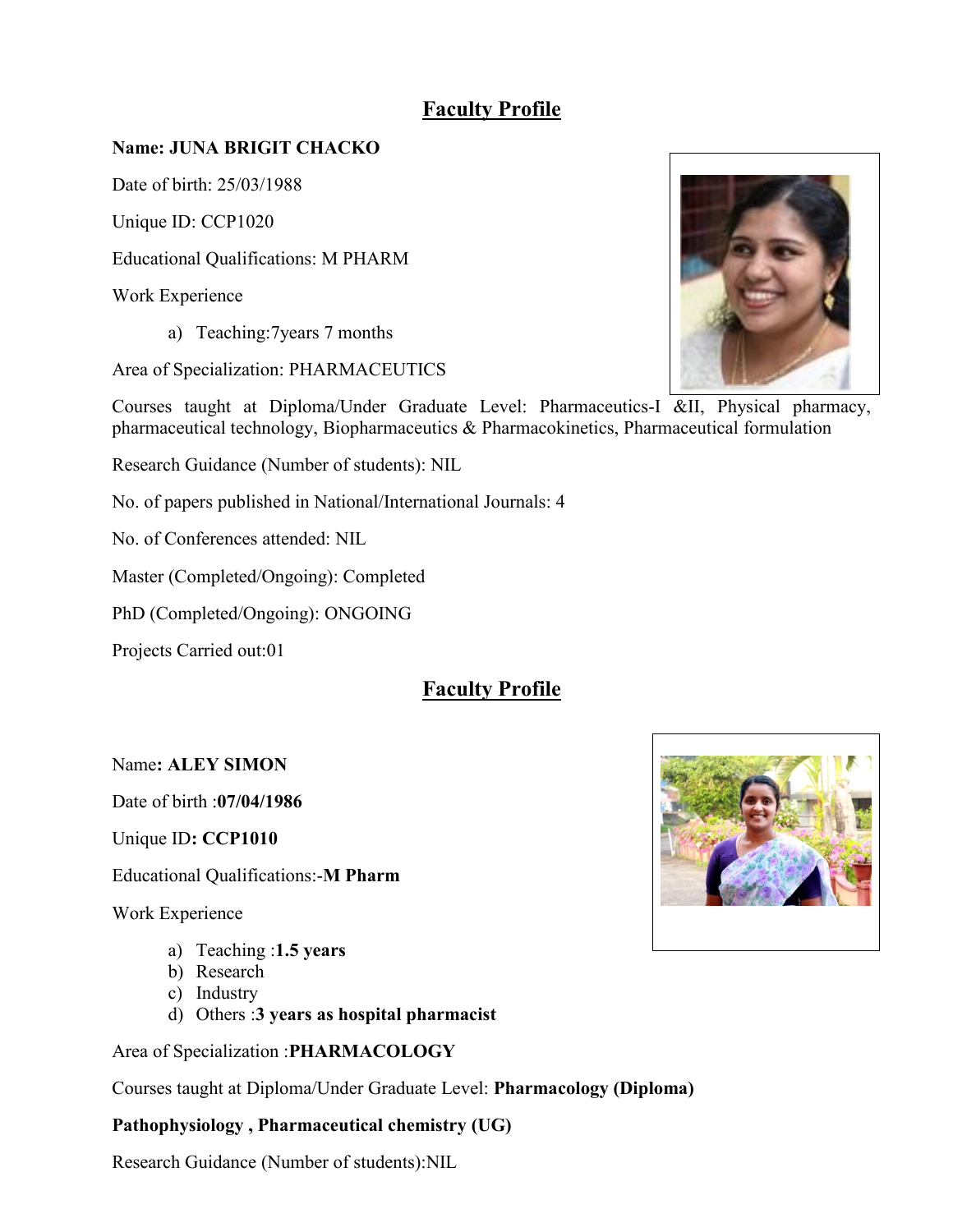## Faculty Profile

**Name: JUNA BRIGIT CHACKO**

Date of birth: 25/03/1988

Unique ID: CCP1020

Educational Qualifications: M PHARM

Work Experience

a) Teaching:7years 7 months

Area of Specialization: PHARMACEUTICS

Courses taught at Diploma/Under Graduate Level: Pharmaceutics-I &II, Physical pharmacy, pharmaceutical technology, Biopharmaceutics & Pharmacokinetics, Pharmaceutical formulation

Research Guidance (Number of students): NIL

No. of papers published in National/International Journals: 4

No. of Conferences attended: NIL

Master (Completed/Ongoing): Completed

PhD (Completed/Ongoing): ONGOING

Projects Carried out:01

## Faculty Profile

Name**: ALEY SIMON**

Date of birth :**07/04/1986**

Unique ID**: CCP1010**

Educational Qualifications:-**M Pharm**

Work Experience

a) Teaching :**1.5 years**
b) Research
c) Industry
d) Others :**3 years as hospital pharmacist**

Area of Specialization :**PHARMACOLOGY**

Courses taught at Diploma/Under Graduate Level: **Pharmacology (Diploma)**

**Pathophysiology , Pharmaceutical chemistry (UG)**

Research Guidance (Number of students):NIL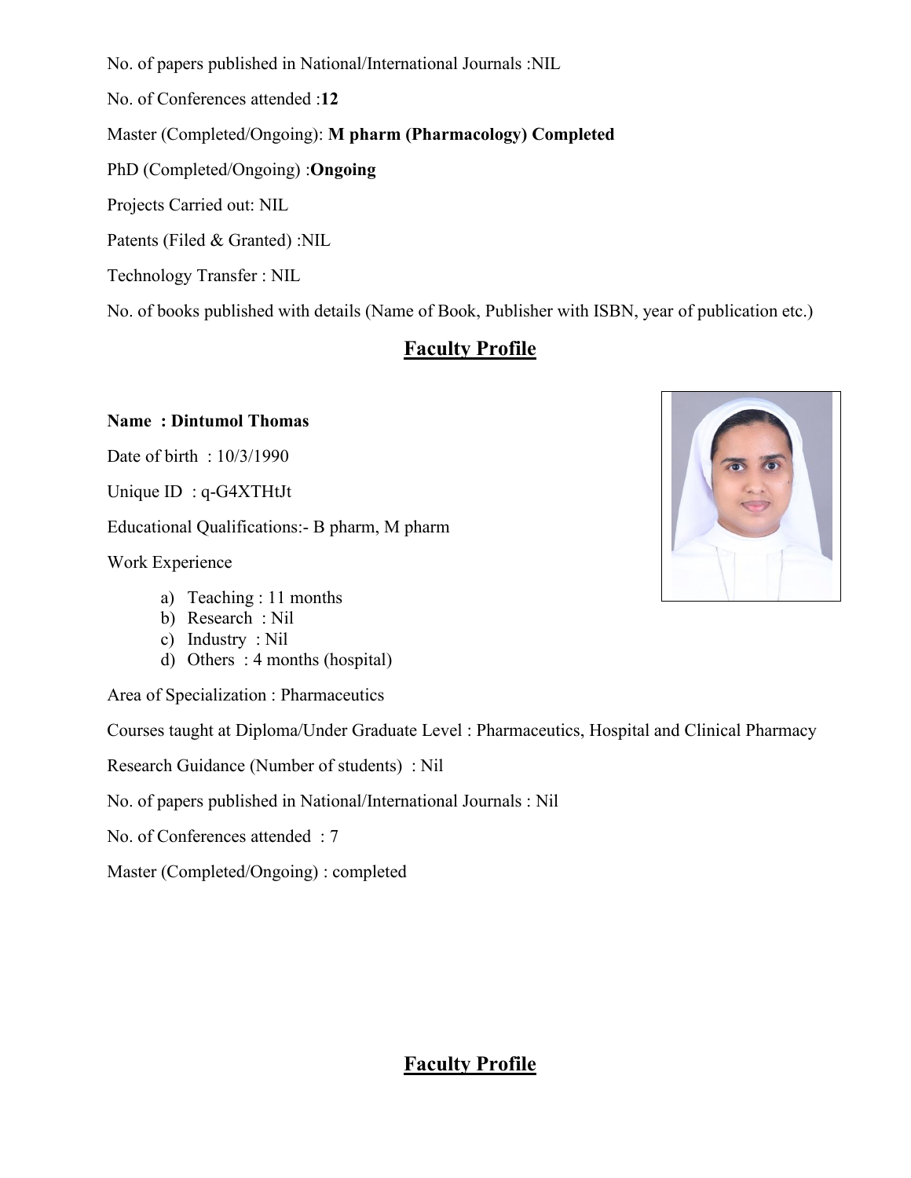No. of papers published in National/International Journals :NIL

No. of Conferences attended :**12**

Master (Completed/Ongoing): **M pharm (Pharmacology) Completed**

PhD (Completed/Ongoing) :**Ongoing**

Projects Carried out: NIL

Patents (Filed & Granted) :NIL

Technology Transfer : NIL

No. of books published with details (Name of Book, Publisher with ISBN, year of publication etc.)

## Faculty Profile

**Name : Dintumol Thomas**

Date of birth : 10/3/1990

Unique ID : q-G4XTHtJt

Educational Qualifications:- B pharm, M pharm

Work Experience

a) Teaching : 11 months
b) Research : Nil
c) Industry : Nil
d) Others : 4 months (hospital)

Area of Specialization : Pharmaceutics

Courses taught at Diploma/Under Graduate Level : Pharmaceutics, Hospital and Clinical Pharmacy

Research Guidance (Number of students) : Nil

No. of papers published in National/International Journals : Nil

No. of Conferences attended : 7

Master (Completed/Ongoing) : completed

## Faculty Profile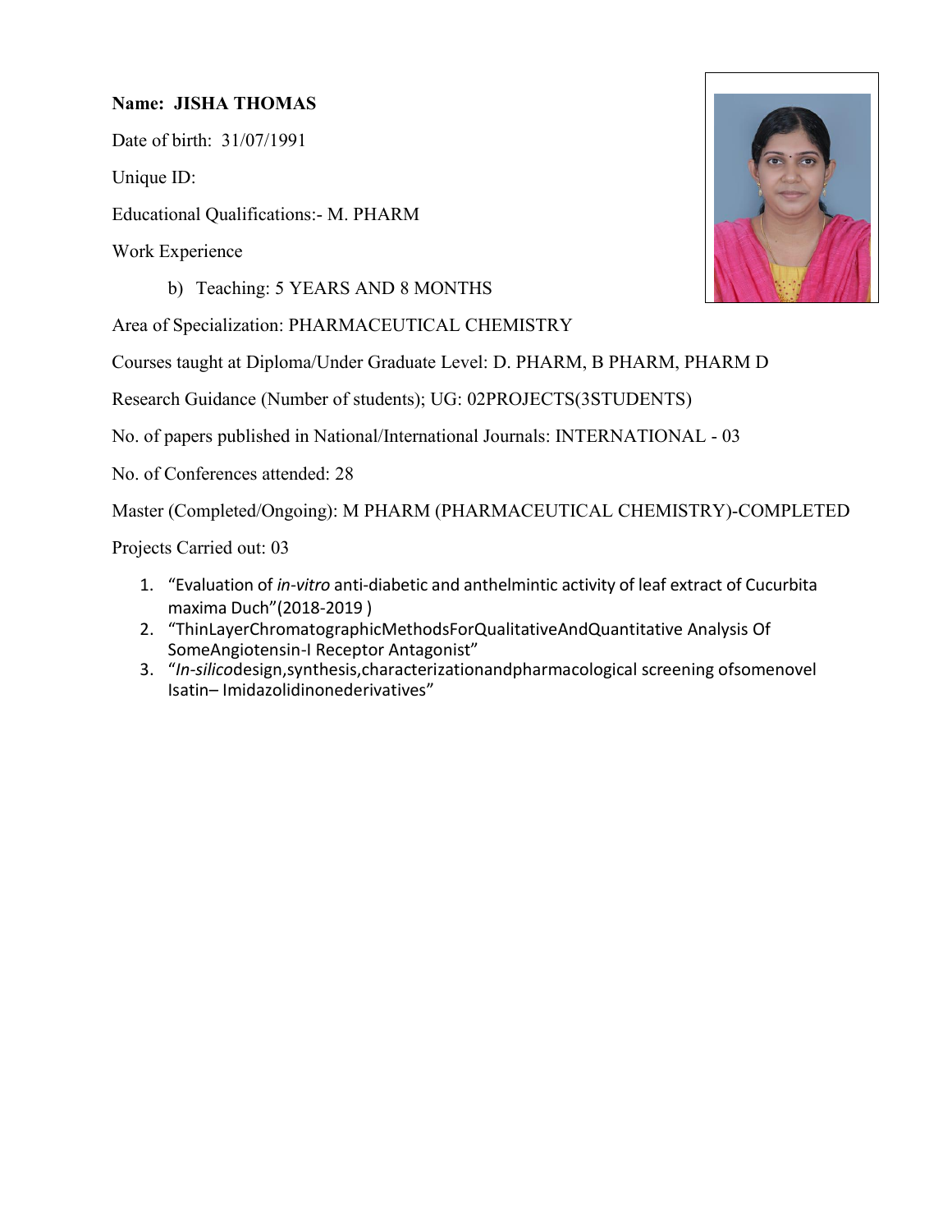**Name: JISHA THOMAS**

Date of birth: 31/07/1991

Unique ID:

Educational Qualifications:- M. PHARM

Work Experience

b) Teaching: 5 YEARS AND 8 MONTHS

Area of Specialization: PHARMACEUTICAL CHEMISTRY

Courses taught at Diploma/Under Graduate Level: D. PHARM, B PHARM, PHARM D

Research Guidance (Number of students); UG: 02PROJECTS(3STUDENTS)

No. of papers published in National/International Journals: INTERNATIONAL - 03

No. of Conferences attended: 28

Master (Completed/Ongoing): M PHARM (PHARMACEUTICAL CHEMISTRY)-COMPLETED

Projects Carried out: 03

1. "Evaluation of *in-vitro* anti-diabetic and anthelmintic activity of leaf extract of Cucurbita maxima Duch"(2018-2019 )
2. "ThinLayerChromatographicMethodsForQualitativeAndQuantitative Analysis Of SomeAngiotensin-I Receptor Antagonist"
3. "*In-silico*design,synthesis,characterizationandpharmacological screening ofsomenovel Isatin– Imidazolidinonederivatives"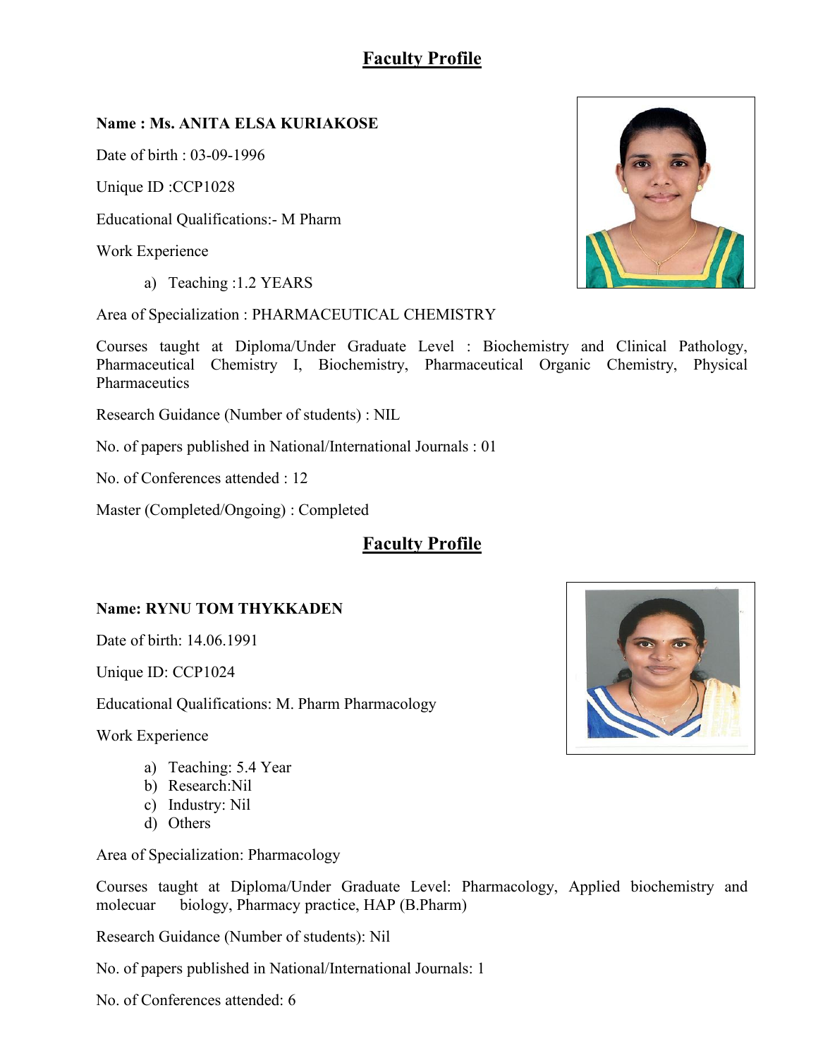# Faculty Profile

**Name : Ms. ANITA ELSA KURIAKOSE**

Date of birth : 03-09-1996

Unique ID :CCP1028

Educational Qualifications:- M Pharm

Work Experience

a) Teaching :1.2 YEARS

Area of Specialization : PHARMACEUTICAL CHEMISTRY

Courses taught at Diploma/Under Graduate Level : Biochemistry and Clinical Pathology, Pharmaceutical Chemistry I, Biochemistry, Pharmaceutical Organic Chemistry, Physical Pharmaceutics

Research Guidance (Number of students) : NIL

No. of papers published in National/International Journals : 01

No. of Conferences attended : 12

Master (Completed/Ongoing) : Completed

# Faculty Profile

**Name: RYNU TOM THYKKADEN**

Date of birth: 14.06.1991

Unique ID: CCP1024

Educational Qualifications: M. Pharm Pharmacology

Work Experience

a) Teaching: 5.4 Year
b) Research:Nil
c) Industry: Nil
d) Others

Area of Specialization: Pharmacology

Courses taught at Diploma/Under Graduate Level: Pharmacology, Applied biochemistry and molecuar biology, Pharmacy practice, HAP (B.Pharm)

Research Guidance (Number of students): Nil

No. of papers published in National/International Journals: 1

No. of Conferences attended: 6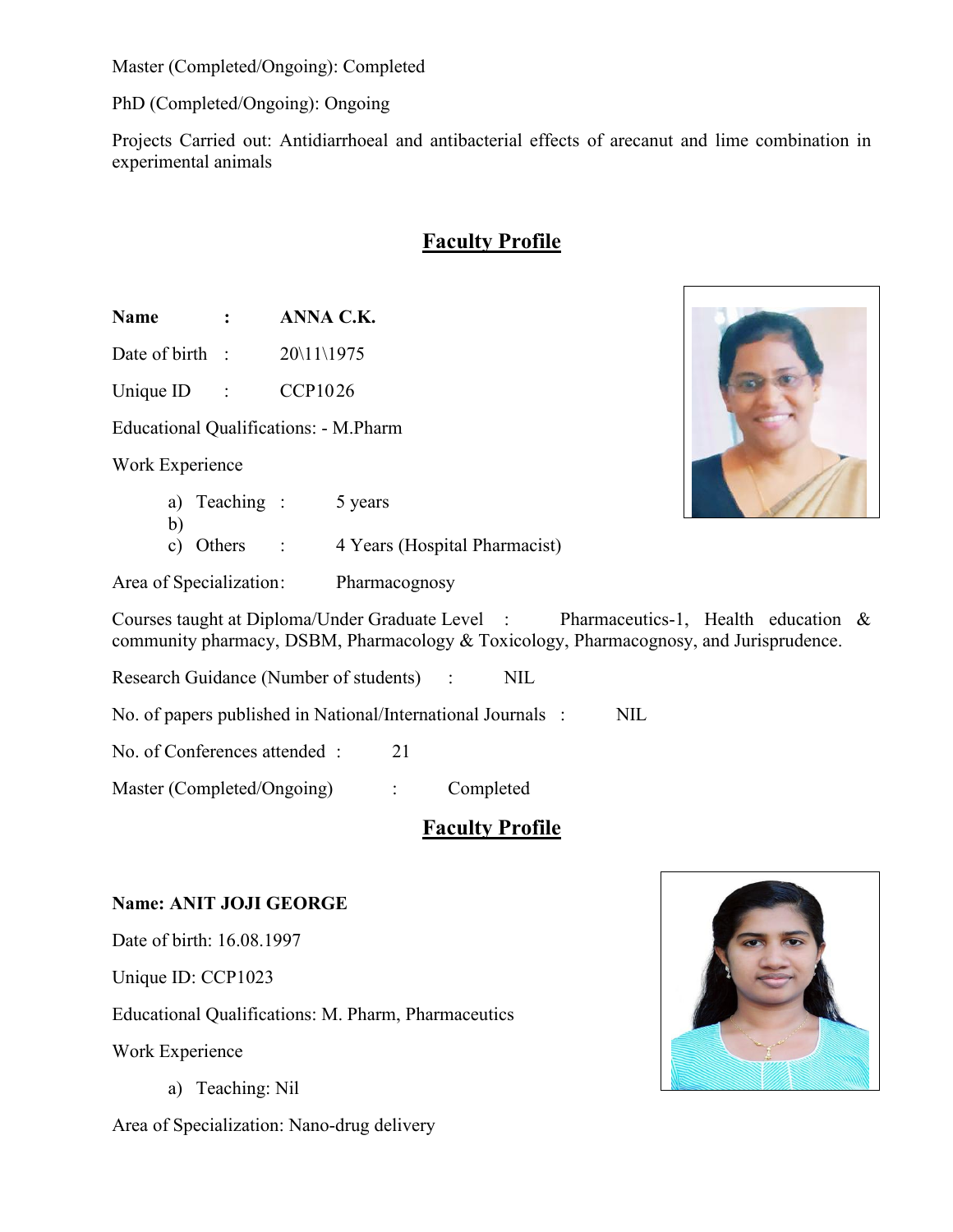Master (Completed/Ongoing): Completed

PhD (Completed/Ongoing): Ongoing

Projects Carried out: Antidiarrhoeal and antibacterial effects of arecanut and lime combination in experimental animals

## Faculty Profile

**Name** : **ANNA C.K.**

Date of birth : 20\11\1975

Unique ID : CCP1026

Educational Qualifications: - M.Pharm

Work Experience

a) Teaching : 5 years
b)
c) Others : 4 Years (Hospital Pharmacist)

Area of Specialization: Pharmacognosy

Courses taught at Diploma/Under Graduate Level : Pharmaceutics-1, Health education & community pharmacy, DSBM, Pharmacology & Toxicology, Pharmacognosy, and Jurisprudence.

Research Guidance (Number of students) : NIL

No. of papers published in National/International Journals : NIL

No. of Conferences attended : 21

Master (Completed/Ongoing) : Completed

## Faculty Profile

**Name: ANIT JOJI GEORGE**

Date of birth: 16.08.1997

Unique ID: CCP1023

Educational Qualifications: M. Pharm, Pharmaceutics

Work Experience

a) Teaching: Nil

Area of Specialization: Nano-drug delivery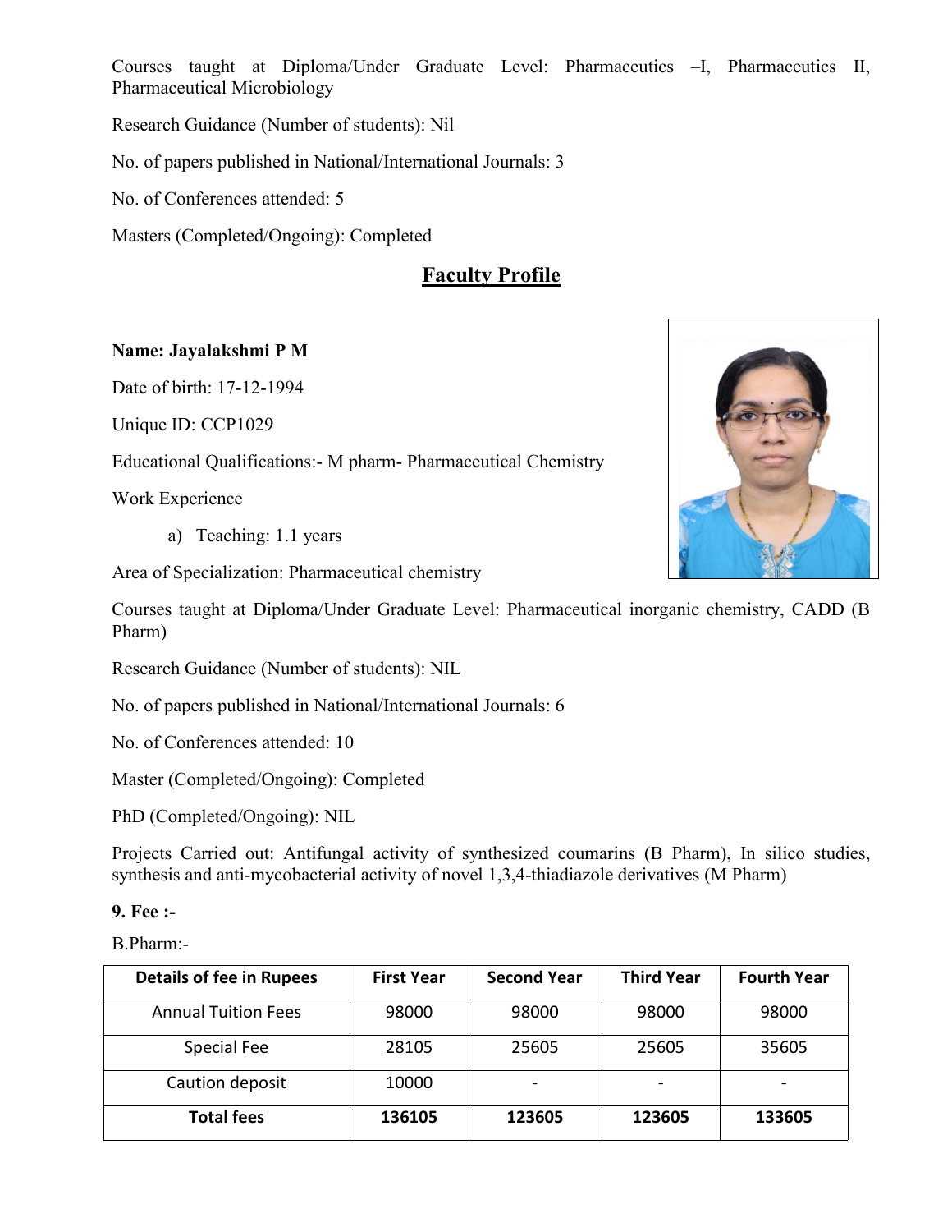Courses taught at Diploma/Under Graduate Level: Pharmaceutics –I, Pharmaceutics II, Pharmaceutical Microbiology

Research Guidance (Number of students): Nil

No. of papers published in National/International Journals: 3

No. of Conferences attended: 5

Masters (Completed/Ongoing): Completed

## Faculty Profile

**Name: Jayalakshmi P M**

Date of birth: 17-12-1994

Unique ID: CCP1029

Educational Qualifications:- M pharm- Pharmaceutical Chemistry

Work Experience

a) Teaching: 1.1 years

Area of Specialization: Pharmaceutical chemistry

Courses taught at Diploma/Under Graduate Level: Pharmaceutical inorganic chemistry, CADD (B Pharm)

Research Guidance (Number of students): NIL

No. of papers published in National/International Journals: 6

No. of Conferences attended: 10

Master (Completed/Ongoing): Completed

PhD (Completed/Ongoing): NIL

Projects Carried out: Antifungal activity of synthesized coumarins (B Pharm), In silico studies, synthesis and anti-mycobacterial activity of novel 1,3,4-thiadiazole derivatives (M Pharm)

**9. Fee :-**

B.Pharm:-

| Details of fee in Rupees | First Year | Second Year | Third Year | Fourth Year |
|---|---|---|---|---|
| Annual Tuition Fees | 98000 | 98000 | 98000 | 98000 |
| Special Fee | 28105 | 25605 | 25605 | 35605 |
| Caution deposit | 10000 | - | - | - |
| **Total fees** | **136105** | **123605** | **123605** | **133605** |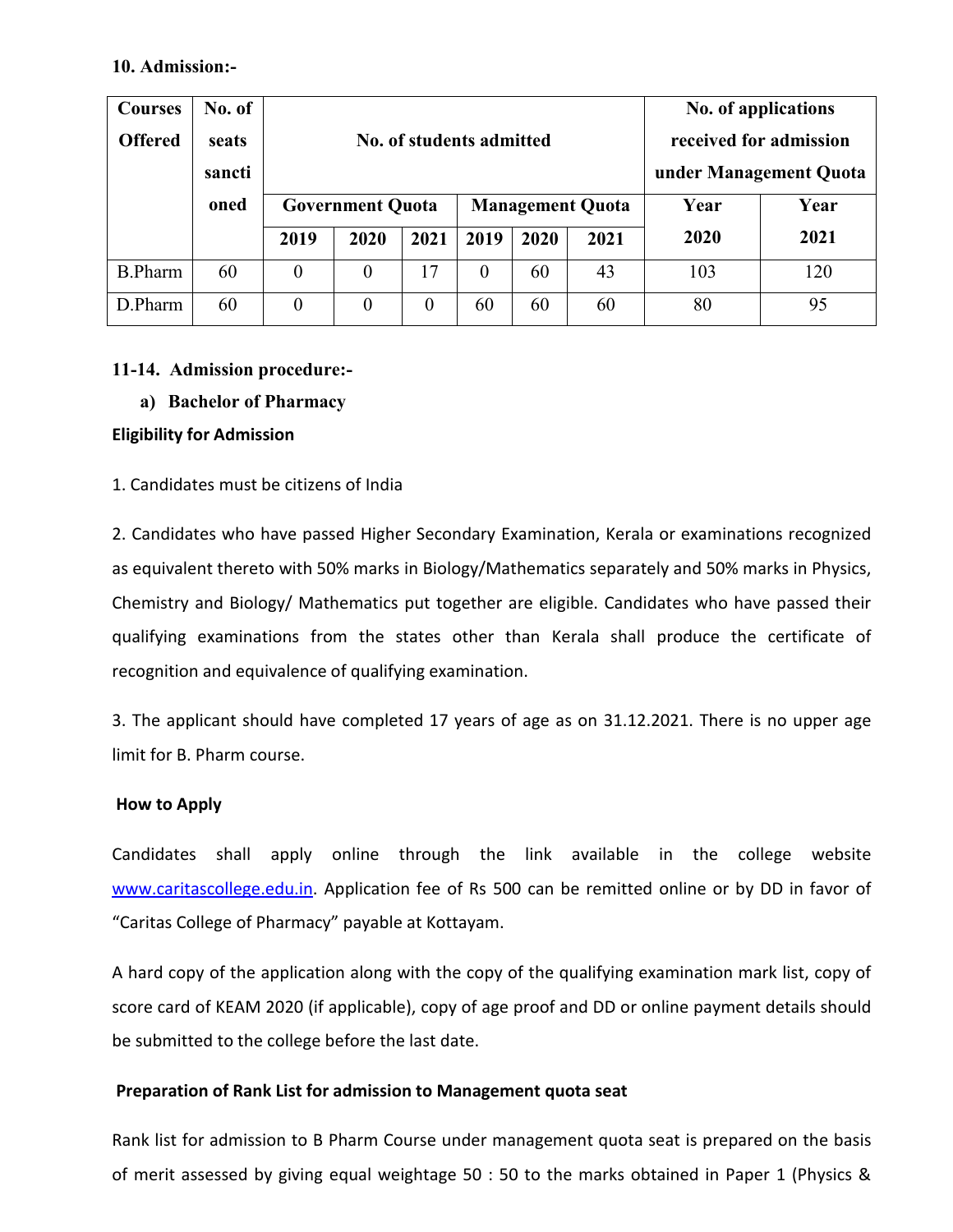**10. Admission:-**

| Courses Offered | No. of seats sanctioned | No. of students admitted | | | | | | No. of applications received for admission under Management Quota | |
|---|---|---|---|---|---|---|---|---|---|
| | | Government Quota | | | Management Quota | | | Year | Year |
| | | 2019 | 2020 | 2021 | 2019 | 2020 | 2021 | 2020 | 2021 |
| B.Pharm | 60 | 0 | 0 | 17 | 0 | 60 | 43 | 103 | 120 |
| D.Pharm | 60 | 0 | 0 | 0 | 60 | 60 | 60 | 80 | 95 |

**11-14. Admission procedure:-**

**a) Bachelor of Pharmacy**

**Eligibility for Admission**

1. Candidates must be citizens of India

2. Candidates who have passed Higher Secondary Examination, Kerala or examinations recognized as equivalent thereto with 50% marks in Biology/Mathematics separately and 50% marks in Physics, Chemistry and Biology/ Mathematics put together are eligible. Candidates who have passed their qualifying examinations from the states other than Kerala shall produce the certificate of recognition and equivalence of qualifying examination.

3. The applicant should have completed 17 years of age as on 31.12.2021. There is no upper age limit for B. Pharm course.

**How to Apply**

Candidates shall apply online through the link available in the college website www.caritascollege.edu.in. Application fee of Rs 500 can be remitted online or by DD in favor of "Caritas College of Pharmacy" payable at Kottayam.

A hard copy of the application along with the copy of the qualifying examination mark list, copy of score card of KEAM 2020 (if applicable), copy of age proof and DD or online payment details should be submitted to the college before the last date.

**Preparation of Rank List for admission to Management quota seat**

Rank list for admission to B Pharm Course under management quota seat is prepared on the basis of merit assessed by giving equal weightage 50 : 50 to the marks obtained in Paper 1 (Physics &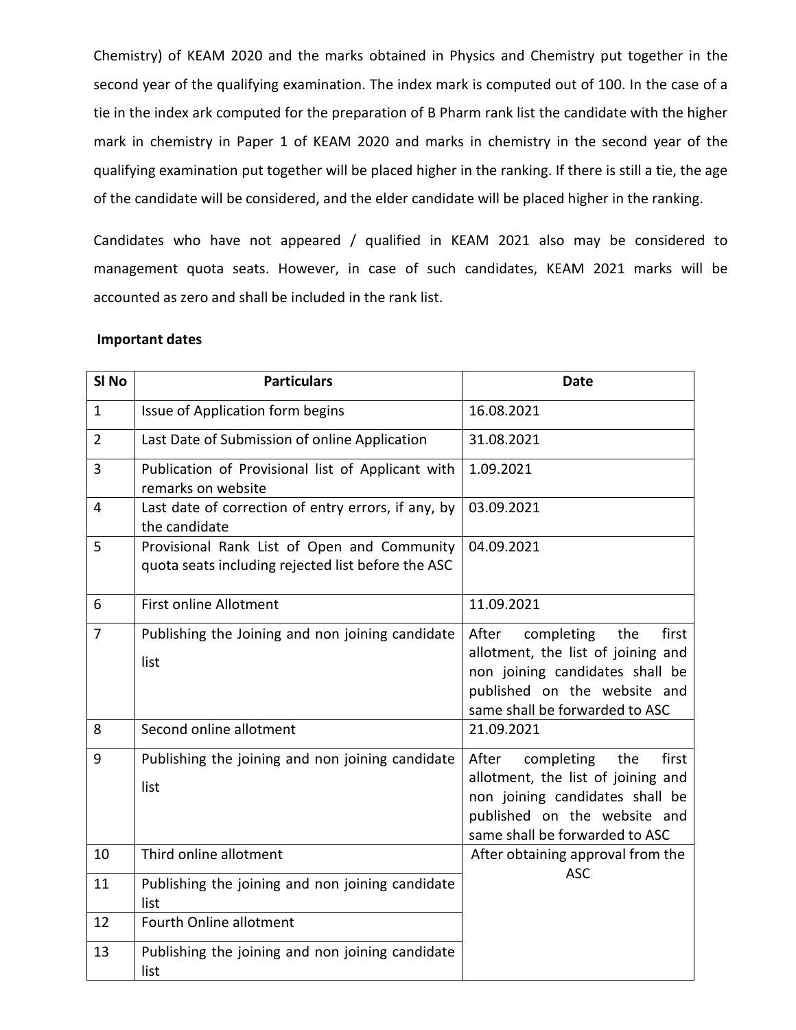Chemistry) of KEAM 2020 and the marks obtained in Physics and Chemistry put together in the second year of the qualifying examination. The index mark is computed out of 100. In the case of a tie in the index ark computed for the preparation of B Pharm rank list the candidate with the higher mark in chemistry in Paper 1 of KEAM 2020 and marks in chemistry in the second year of the qualifying examination put together will be placed higher in the ranking. If there is still a tie, the age of the candidate will be considered, and the elder candidate will be placed higher in the ranking.

Candidates who have not appeared / qualified in KEAM 2021 also may be considered to management quota seats. However, in case of such candidates, KEAM 2021 marks will be accounted as zero and shall be included in the rank list.

**Important dates**

| Sl No | Particulars | Date |
|---|---|---|
| 1 | Issue of Application form begins | 16.08.2021 |
| 2 | Last Date of Submission of online Application | 31.08.2021 |
| 3 | Publication of Provisional list of Applicant with remarks on website | 1.09.2021 |
| 4 | Last date of correction of entry errors, if any, by the candidate | 03.09.2021 |
| 5 | Provisional Rank List of Open and Community quota seats including rejected list before the ASC | 04.09.2021 |
| 6 | First online Allotment | 11.09.2021 |
| 7 | Publishing the Joining and non joining candidate list | After completing the first allotment, the list of joining and non joining candidates shall be published on the website and same shall be forwarded to ASC |
| 8 | Second online allotment | 21.09.2021 |
| 9 | Publishing the joining and non joining candidate list | After completing the first allotment, the list of joining and non joining candidates shall be published on the website and same shall be forwarded to ASC |
| 10 | Third online allotment | After obtaining approval from the ASC |
| 11 | Publishing the joining and non joining candidate list | |
| 12 | Fourth Online allotment | |
| 13 | Publishing the joining and non joining candidate list | |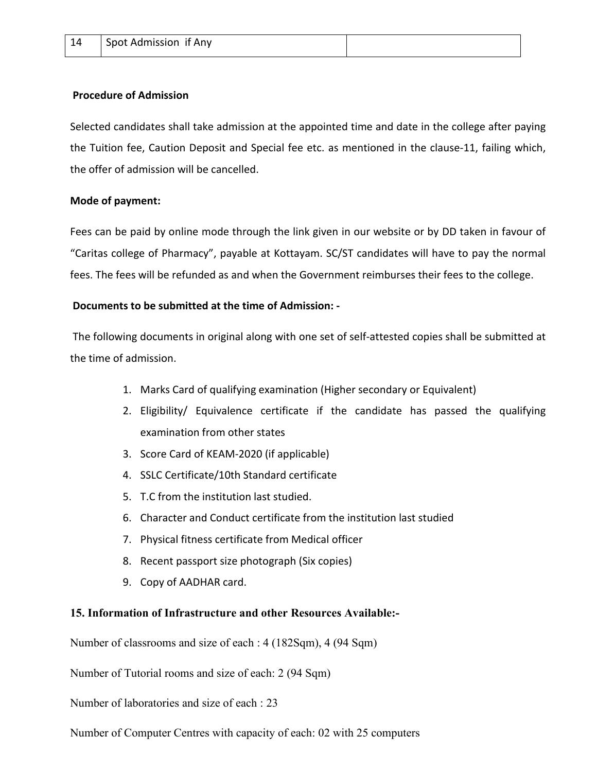| 14 | Spot Admission if Any | |
|---|---|---|

**Procedure of Admission**

Selected candidates shall take admission at the appointed time and date in the college after paying the Tuition fee, Caution Deposit and Special fee etc. as mentioned in the clause-11, failing which, the offer of admission will be cancelled.

**Mode of payment:**

Fees can be paid by online mode through the link given in our website or by DD taken in favour of "Caritas college of Pharmacy", payable at Kottayam. SC/ST candidates will have to pay the normal fees. The fees will be refunded as and when the Government reimburses their fees to the college.

**Documents to be submitted at the time of Admission: -**

The following documents in original along with one set of self-attested copies shall be submitted at the time of admission.

1. Marks Card of qualifying examination (Higher secondary or Equivalent)
2. Eligibility/ Equivalence certificate if the candidate has passed the qualifying examination from other states
3. Score Card of KEAM-2020 (if applicable)
4. SSLC Certificate/10th Standard certificate
5. T.C from the institution last studied.
6. Character and Conduct certificate from the institution last studied
7. Physical fitness certificate from Medical officer
8. Recent passport size photograph (Six copies)
9. Copy of AADHAR card.

**15. Information of Infrastructure and other Resources Available:-**

Number of classrooms and size of each : 4 (182Sqm), 4 (94 Sqm)

Number of Tutorial rooms and size of each: 2 (94 Sqm)

Number of laboratories and size of each : 23

Number of Computer Centres with capacity of each: 02 with 25 computers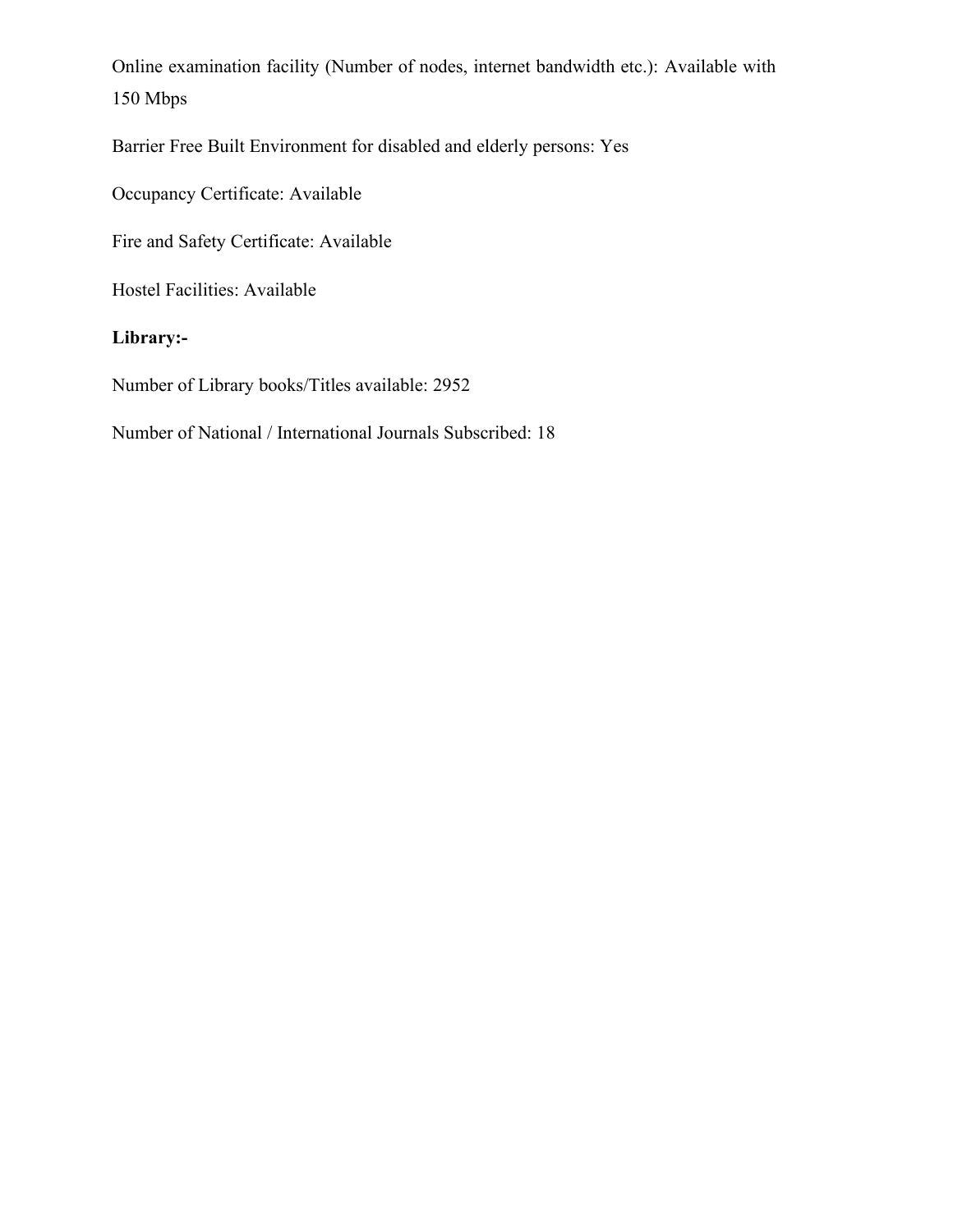Online examination facility (Number of nodes, internet bandwidth etc.): Available with 150 Mbps

Barrier Free Built Environment for disabled and elderly persons: Yes

Occupancy Certificate: Available

Fire and Safety Certificate: Available

Hostel Facilities: Available

**Library:-**

Number of Library books/Titles available: 2952

Number of National / International Journals Subscribed: 18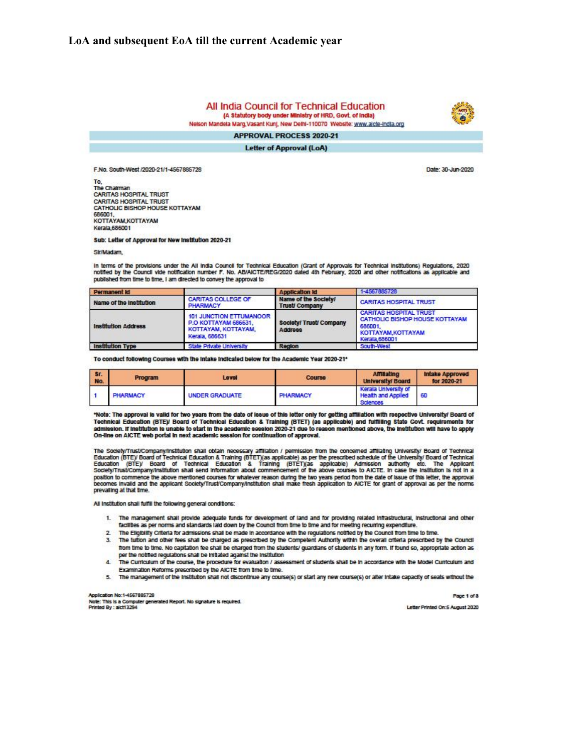# LoA and subsequent EoA till the current Academic year

## All India Council for Technical Education

**(A Statutory body under Ministry of HRD, Govt. of India)**

Nelson Mandela Marg,Vasant Kunj, New Delhi-110070 Website: www.aicte-india.org

**APPROVAL PROCESS 2020-21**

**Letter of Approval (LoA)**

F.No. South-West /2020-21/1-4567885728

Date: 30-Jun-2020

To,
The Chairman
CARITAS HOSPITAL TRUST
CARITAS HOSPITAL TRUST
CATHOLIC BISHOP HOUSE KOTTAYAM
686001,
KOTTAYAM,KOTTAYAM
Kerala,686001

**Sub: Letter of Approval for New Institution 2020-21**

Sir/Madam,

In terms of the provisions under the All India Council for Technical Education (Grant of Approvals for Technical Institutions) Regulations, 2020 notified by the Council vide notification number F. No. AB/AICTE/REG/2020 dated 4th February, 2020 and other notifications as applicable and published from time to time, I am directed to convey the approval to

| Permanent Id | | Application Id | 1-4567885728 |
|---|---|---|---|
| Name of the Institution | CARITAS COLLEGE OF PHARMACY | Name of the Society/ Trust/ Company | CARITAS HOSPITAL TRUST |
| Institution Address | 101 JUNCTION ETTUMANOOR P.O KOTTAYAM 686631, KOTTAYAM, KOTTAYAM, Kerala, 686631 | Society/ Trust/ Company Address | CARITAS HOSPITAL TRUST CATHOLIC BISHOP HOUSE KOTTAYAM 686001, KOTTAYAM,KOTTAYAM Kerala,686001 |
| Institution Type | State Private University | Region | South-West |

To conduct following Courses with the Intake indicated below for the Academic Year 2020-21*

| Sr. No. | Program | Level | Course | Affiliating University/ Board | Intake Approved for 2020-21 |
|---|---|---|---|---|---|
| 1 | PHARMACY | UNDER GRADUATE | PHARMACY | Kerala University of Health and Applied Sciences | 60 |

**\*Note: The approval is valid for two years from the date of issue of this letter only for getting affiliation with respective University/ Board of Technical Education (BTE)/ Board of Technical Education & Training (BTET) (as applicable) and fulfilling State Govt. requirements for admission. If Institution is unable to start in the academic session 2020-21 due to reason mentioned above, the Institution will have to apply On-line on AICTE web portal in next academic session for continuation of approval.**

The Society/Trust/Company/Institution shall obtain necessary affiliation / permission from the concerned affiliating University/ Board of Technical Education (BTE)/ Board of Technical Education & Training (BTET)(as applicable) as per the prescribed schedule of the University/ Board of Technical Education (BTE)/ Board of Technical Education & Training (BTET)(as applicable) Admission authority etc. The Applicant Society/Trust/Company/Institution shall send information about commencement of the above courses to AICTE. In case the Institution is not in a position to commence the above mentioned courses for whatever reason during the two years period from the date of issue of this letter, the approval becomes invalid and the applicant Society/Trust/Company/Institution shall make fresh application to AICTE for grant of approval as per the norms prevailing at that time.

All Institution shall fulfil the following general conditions:

1. The management shall provide adequate funds for development of land and for providing related infrastructural, instructional and other facilities as per norms and standards laid down by the Council from time to time and for meeting recurring expenditure.
2. The Eligibility Criteria for admissions shall be made in accordance with the regulations notified by the Council from time to time.
3. The tuition and other fees shall be charged as prescribed by the Competent Authority within the overall criteria prescribed by the Council from time to time. No capitation fee shall be charged from the students/ guardians of students in any form. If found so, appropriate action as per the notified regulations shall be initiated against the institution
4. The Curriculum of the course, the procedure for evaluation / assessment of students shall be in accordance with the Model Curriculum and Examination Reforms prescribed by the AICTE from time to time.
5. The management of the institution shall not discontinue any course(s) or start any new course(s) or alter intake capacity of seats without the

Application No:1-4567885728
Note: This is a Computer generated Report. No signature is required.
Printed By : aict13294

Letter Printed On:5 August 2020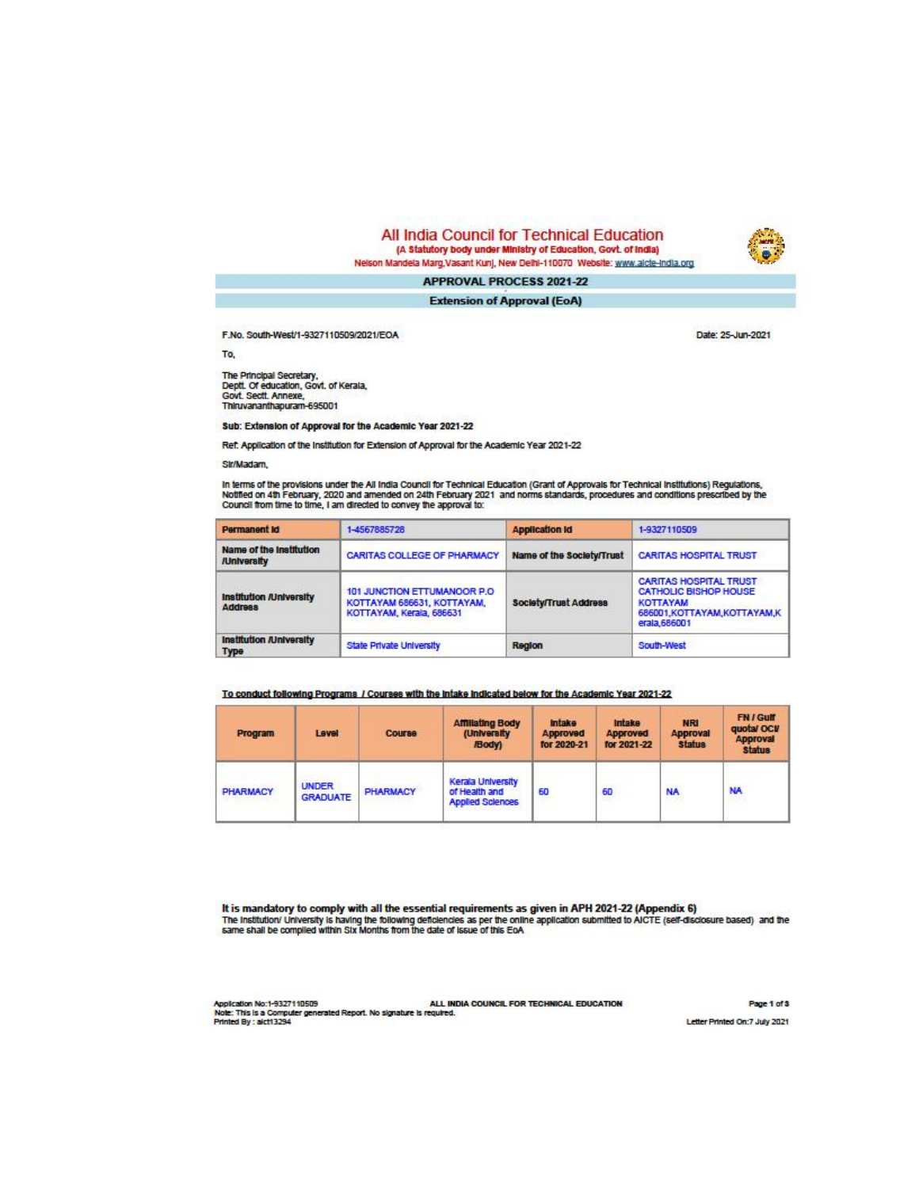# All India Council for Technical Education

**(A Statutory body under Ministry of Education, Govt. of India)**

Nelson Mandela Marg,Vasant Kunj, New Delhi-110070 Website: www.aicte-india.org

## APPROVAL PROCESS 2021-22

## Extension of Approval (EoA)

F.No. South-West/1-9327110509/2021/EOA

Date: 25-Jun-2021

To,

The Principal Secretary,
Deptt. Of education, Govt. of Kerala,
Govt. Sectt. Annexe,
Thiruvananthapuram-695001

**Sub: Extension of Approval for the Academic Year 2021-22**

Ref: Application of the Institution for Extension of Approval for the Academic Year 2021-22

Sir/Madam,

In terms of the provisions under the All India Council for Technical Education (Grant of Approvals for Technical Institutions) Regulations, Notified on 4th February, 2020 and amended on 24th February 2021 and norms standards, procedures and conditions prescribed by the Council from time to time, I am directed to convey the approval to:

| | | | |
|---|---|---|---|
| **Permanent Id** | 1-4567885728 | **Application Id** | 1-9327110509 |
| **Name of the Institution /University** | CARITAS COLLEGE OF PHARMACY | **Name of the Society/Trust** | CARITAS HOSPITAL TRUST |
| **Institution /University Address** | 101 JUNCTION ETTUMANOOR P.O KOTTAYAM 686631, KOTTAYAM, KOTTAYAM, Kerala, 686631 | **Society/Trust Address** | CARITAS HOSPITAL TRUST CATHOLIC BISHOP HOUSE KOTTAYAM 686001,KOTTAYAM,KOTTAYAM,Kerala,686001 |
| **Institution /University Type** | State Private University | **Region** | South-West |

To conduct following Programs / Courses with the Intake indicated below for the Academic Year 2021-22

| Program | Level | Course | Affiliating Body (University /Body) | Intake Approved for 2020-21 | Intake Approved for 2021-22 | NRI Approval Status | FN / Gulf quota/ OCI/ Approval Status |
|---|---|---|---|---|---|---|---|
| PHARMACY | UNDER GRADUATE | PHARMACY | Kerala University of Health and Applied Sciences | 60 | 60 | NA | NA |

**It is mandatory to comply with all the essential requirements as given in APH 2021-22 (Appendix 6)**

The Institution/ University is having the following deficiencies as per the online application submitted to AICTE (self-disclosure based) and the same shall be complied within Six Months from the date of issue of this EoA

Application No:1-9327110509
Note: This is a Computer generated Report. No signature is required.
Printed By : aict13294

Letter Printed On:7 July 2021